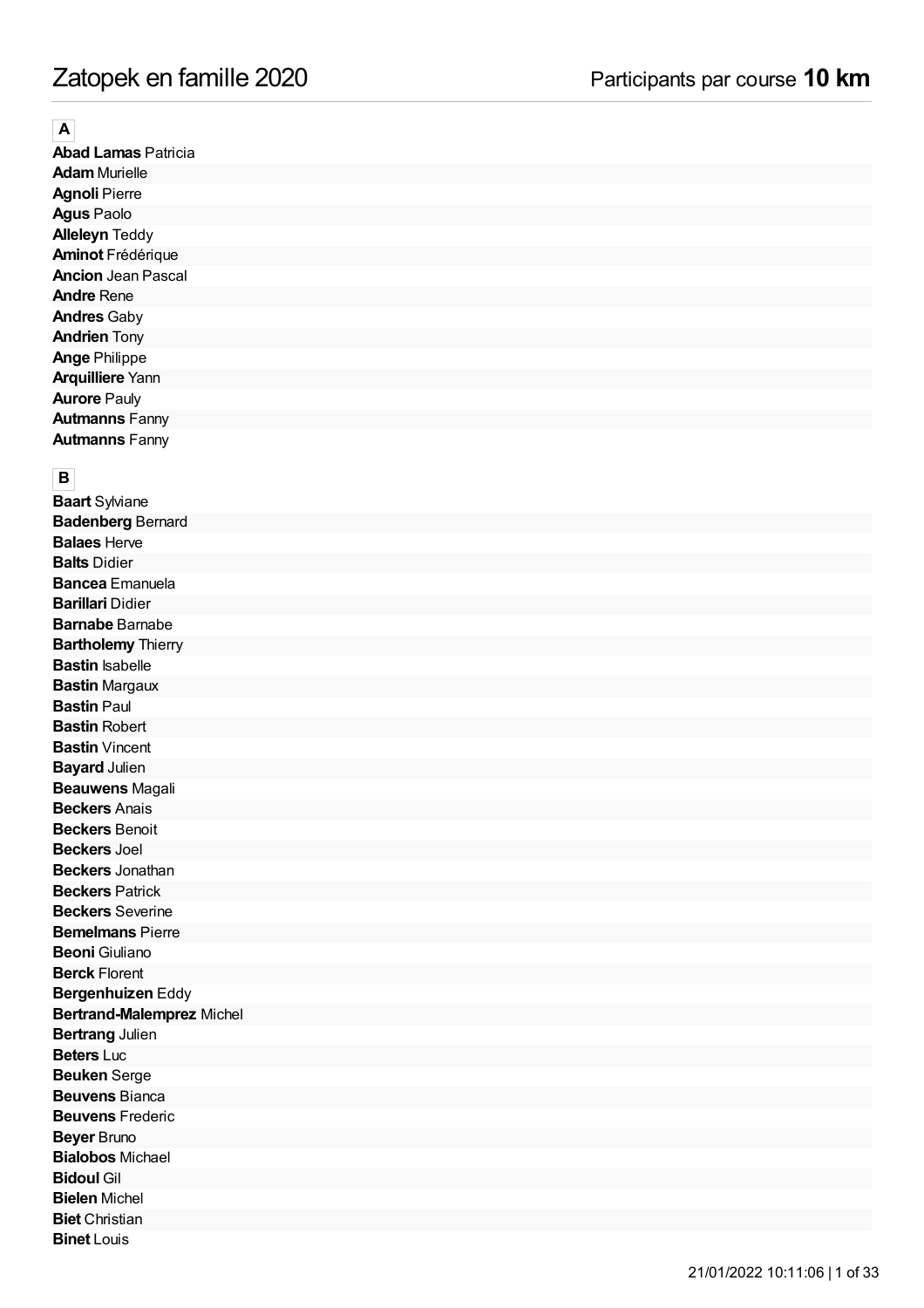# Zatopek en famille 2020

Participants par course **10 km**

## A

**Abad Lamas** Patricia
**Adam** Murielle
**Agnoli** Pierre
**Agus** Paolo
**Alleleyn** Teddy
**Aminot** Frédérique
**Ancion** Jean Pascal
**Andre** Rene
**Andres** Gaby
**Andrien** Tony
**Ange** Philippe
**Arquilliere** Yann
**Aurore** Pauly
**Autmanns** Fanny
**Autmanns** Fanny

## B

**Baart** Sylviane
**Badenberg** Bernard
**Balaes** Herve
**Balts** Didier
**Bancea** Emanuela
**Barillari** Didier
**Barnabe** Barnabe
**Bartholemy** Thierry
**Bastin** Isabelle
**Bastin** Margaux
**Bastin** Paul
**Bastin** Robert
**Bastin** Vincent
**Bayard** Julien
**Beauwens** Magali
**Beckers** Anais
**Beckers** Benoit
**Beckers** Joel
**Beckers** Jonathan
**Beckers** Patrick
**Beckers** Severine
**Bemelmans** Pierre
**Beoni** Giuliano
**Berck** Florent
**Bergenhuizen** Eddy
**Bertrand-Malemprez** Michel
**Bertrang** Julien
**Beters** Luc
**Beuken** Serge
**Beuvens** Bianca
**Beuvens** Frederic
**Beyer** Bruno
**Bialobos** Michael
**Bidoul** Gil
**Bielen** Michel
**Biet** Christian
**Binet** Louis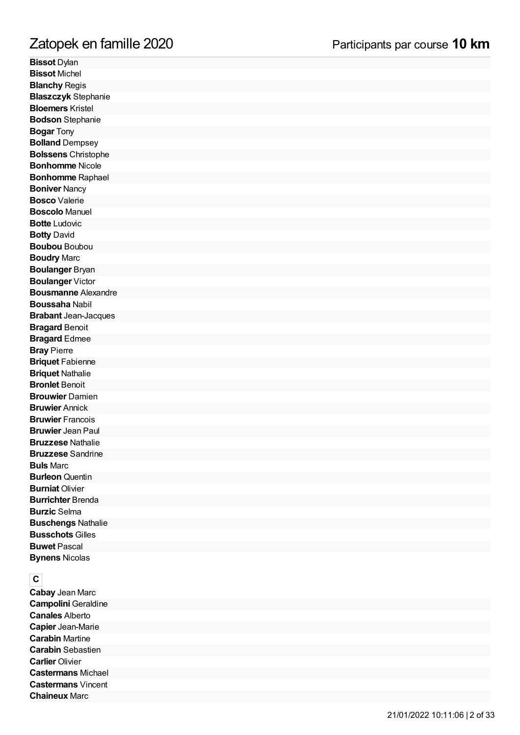**Bissot** Dylan
**Bissot** Michel
**Blanchy** Regis
**Blaszczyk** Stephanie
**Bloemers** Kristel
**Bodson** Stephanie
**Bogar** Tony
**Bolland** Dempsey
**Bolssens** Christophe
**Bonhomme** Nicole
**Bonhomme** Raphael
**Boniver** Nancy
**Bosco** Valerie
**Boscolo** Manuel
**Botte** Ludovic
**Botty** David
**Boubou** Boubou
**Boudry** Marc
**Boulanger** Bryan
**Boulanger** Victor
**Bousmanne** Alexandre
**Boussaha** Nabil
**Brabant** Jean-Jacques
**Bragard** Benoit
**Bragard** Edmee
**Bray** Pierre
**Briquet** Fabienne
**Briquet** Nathalie
**Bronlet** Benoit
**Brouwier** Damien
**Bruwier** Annick
**Bruwier** Francois
**Bruwier** Jean Paul
**Bruzzese** Nathalie
**Bruzzese** Sandrine
**Buls** Marc
**Burleon** Quentin
**Burniat** Olivier
**Burrichter** Brenda
**Burzic** Selma
**Buschengs** Nathalie
**Busschots** Gilles
**Buwet** Pascal
**Bynens** Nicolas

**C**

**Cabay** Jean Marc
**Campolini** Geraldine
**Canales** Alberto
**Capier** Jean-Marie
**Carabin** Martine
**Carabin** Sebastien
**Carlier** Olivier
**Castermans** Michael
**Castermans** Vincent
**Chaineux** Marc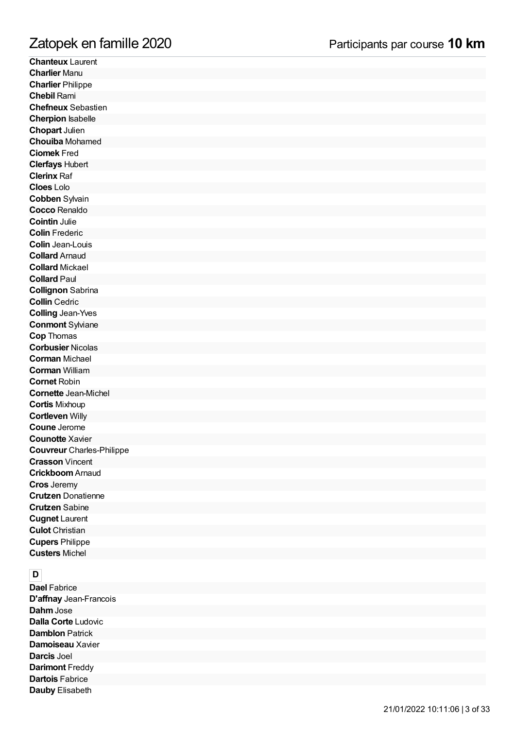**Chanteux** Laurent
**Charlier** Manu
**Charlier** Philippe
**Chebil** Rami
**Chefneux** Sebastien
**Cherpion** Isabelle
**Chopart** Julien
**Chouiba** Mohamed
**Ciomek** Fred
**Clerfays** Hubert
**Clerinx** Raf
**Cloes** Lolo
**Cobben** Sylvain
**Cocco** Renaldo
**Cointin** Julie
**Colin** Frederic
**Colin** Jean-Louis
**Collard** Arnaud
**Collard** Mickael
**Collard** Paul
**Collignon** Sabrina
**Collin** Cedric
**Colling** Jean-Yves
**Conmont** Sylviane
**Cop** Thomas
**Corbusier** Nicolas
**Corman** Michael
**Corman** William
**Cornet** Robin
**Cornette** Jean-Michel
**Cortis** Mixhoup
**Cortleven** Willy
**Coune** Jerome
**Counotte** Xavier
**Couvreur** Charles-Philippe
**Crasson** Vincent
**Crickboom** Arnaud
**Cros** Jeremy
**Crutzen** Donatienne
**Crutzen** Sabine
**Cugnet** Laurent
**Culot** Christian
**Cupers** Philippe
**Custers** Michel

## D

**Dael** Fabrice
**D'affnay** Jean-Francois
**Dahm** Jose
**Dalla Corte** Ludovic
**Damblon** Patrick
**Damoiseau** Xavier
**Darcis** Joel
**Darimont** Freddy
**Dartois** Fabrice
**Dauby** Elisabeth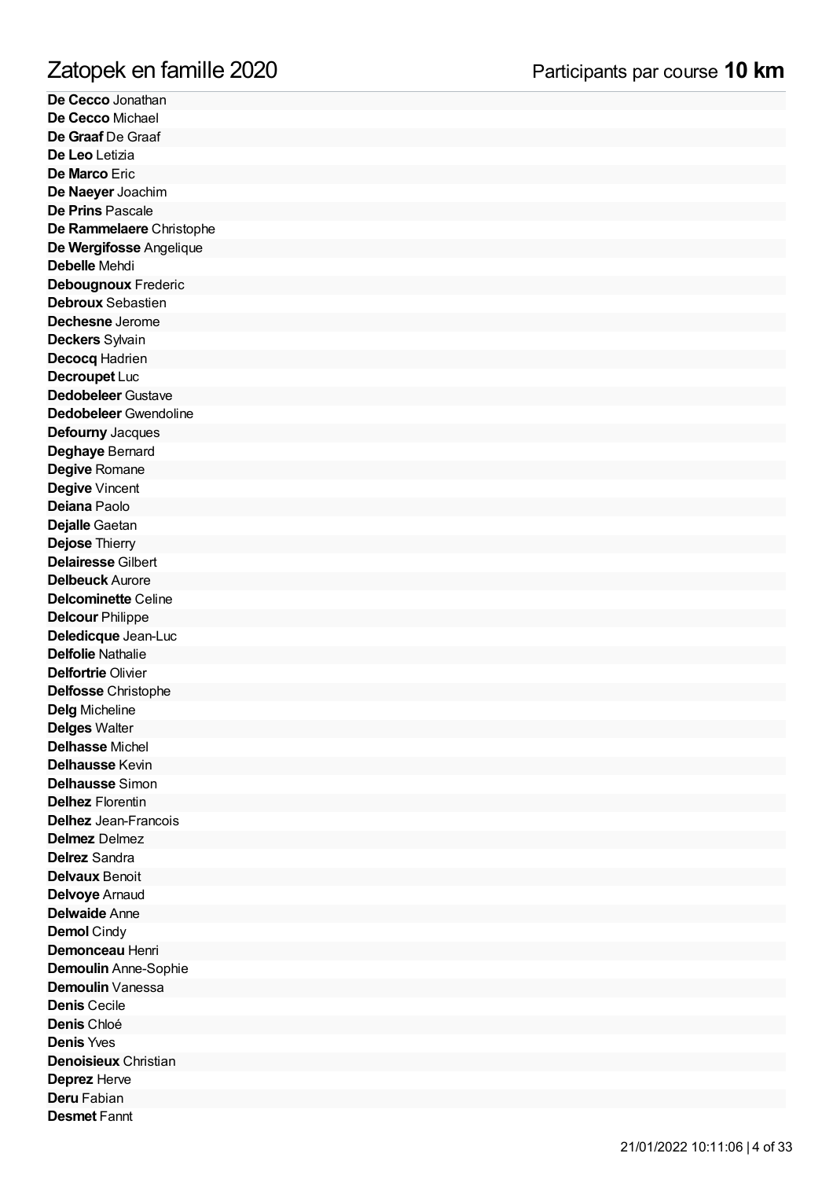**De Cecco** Jonathan
**De Cecco** Michael
**De Graaf** De Graaf
**De Leo** Letizia
**De Marco** Eric
**De Naeyer** Joachim
**De Prins** Pascale
**De Rammelaere** Christophe
**De Wergifosse** Angelique
**Debelle** Mehdi
**Debougnoux** Frederic
**Debroux** Sebastien
**Dechesne** Jerome
**Deckers** Sylvain
**Decocq** Hadrien
**Decroupet** Luc
**Dedobeleer** Gustave
**Dedobeleer** Gwendoline
**Defourny** Jacques
**Deghaye** Bernard
**Degive** Romane
**Degive** Vincent
**Deiana** Paolo
**Dejalle** Gaetan
**Dejose** Thierry
**Delairesse** Gilbert
**Delbeuck** Aurore
**Delcominette** Celine
**Delcour** Philippe
**Deledicque** Jean-Luc
**Delfolie** Nathalie
**Delfortrie** Olivier
**Delfosse** Christophe
**Delg** Micheline
**Delges** Walter
**Delhasse** Michel
**Delhausse** Kevin
**Delhausse** Simon
**Delhez** Florentin
**Delhez** Jean-Francois
**Delmez** Delmez
**Delrez** Sandra
**Delvaux** Benoit
**Delvoye** Arnaud
**Delwaide** Anne
**Demol** Cindy
**Demonceau** Henri
**Demoulin** Anne-Sophie
**Demoulin** Vanessa
**Denis** Cecile
**Denis** Chloé
**Denis** Yves
**Denoisieux** Christian
**Deprez** Herve
**Deru** Fabian
**Desmet** Fannt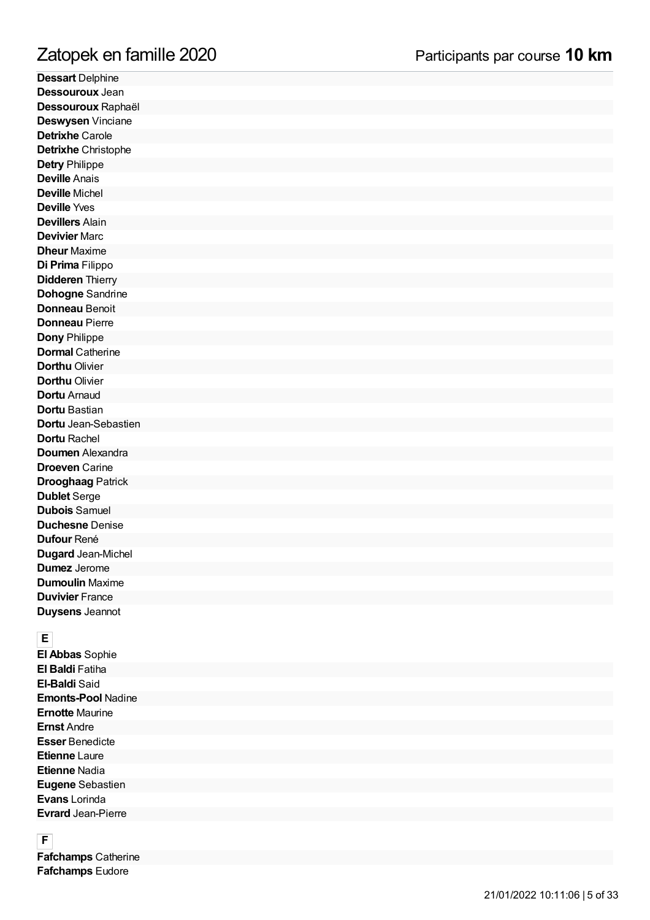**Dessart** Delphine
**Dessouroux** Jean
**Dessouroux** Raphaël
**Deswysen** Vinciane
**Detrixhe** Carole
**Detrixhe** Christophe
**Detry** Philippe
**Deville** Anais
**Deville** Michel
**Deville** Yves
**Devillers** Alain
**Devivier** Marc
**Dheur** Maxime
**Di Prima** Filippo
**Didderen** Thierry
**Dohogne** Sandrine
**Donneau** Benoit
**Donneau** Pierre
**Dony** Philippe
**Dormal** Catherine
**Dorthu** Olivier
**Dorthu** Olivier
**Dortu** Arnaud
**Dortu** Bastian
**Dortu** Jean-Sebastien
**Dortu** Rachel
**Doumen** Alexandra
**Droeven** Carine
**Drooghaag** Patrick
**Dublet** Serge
**Dubois** Samuel
**Duchesne** Denise
**Dufour** René
**Dugard** Jean-Michel
**Dumez** Jerome
**Dumoulin** Maxime
**Duvivier** France
**Duysens** Jeannot

**E**

**El Abbas** Sophie
**El Baldi** Fatiha
**El-Baldi** Said
**Emonts-Pool** Nadine
**Ernotte** Maurine
**Ernst** Andre
**Esser** Benedicte
**Etienne** Laure
**Etienne** Nadia
**Eugene** Sebastien
**Evans** Lorinda
**Evrard** Jean-Pierre

**F**

**Fafchamps** Catherine
**Fafchamps** Eudore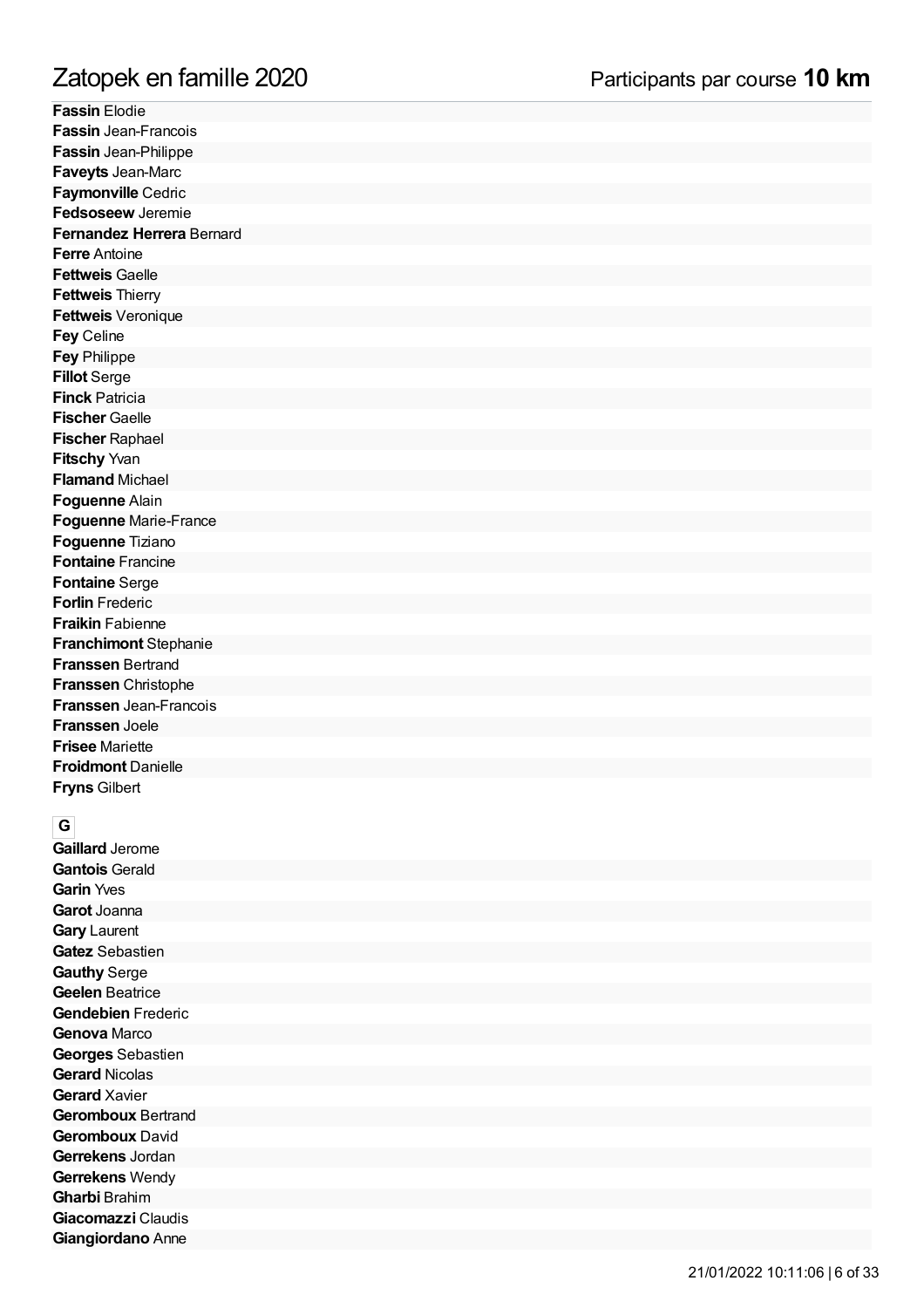**Fassin** Elodie
**Fassin** Jean-Francois
**Fassin** Jean-Philippe
**Faveyts** Jean-Marc
**Faymonville** Cedric
**Fedsoseew** Jeremie
**Fernandez Herrera** Bernard
**Ferre** Antoine
**Fettweis** Gaelle
**Fettweis** Thierry
**Fettweis** Veronique
**Fey** Celine
**Fey** Philippe
**Fillot** Serge
**Finck** Patricia
**Fischer** Gaelle
**Fischer** Raphael
**Fitschy** Yvan
**Flamand** Michael
**Foguenne** Alain
**Foguenne** Marie-France
**Foguenne** Tiziano
**Fontaine** Francine
**Fontaine** Serge
**Forlin** Frederic
**Fraikin** Fabienne
**Franchimont** Stephanie
**Franssen** Bertrand
**Franssen** Christophe
**Franssen** Jean-Francois
**Franssen** Joele
**Frisee** Mariette
**Froidmont** Danielle
**Fryns** Gilbert

**G**

**Gaillard** Jerome
**Gantois** Gerald
**Garin** Yves
**Garot** Joanna
**Gary** Laurent
**Gatez** Sebastien
**Gauthy** Serge
**Geelen** Beatrice
**Gendebien** Frederic
**Genova** Marco
**Georges** Sebastien
**Gerard** Nicolas
**Gerard** Xavier
**Geromboux** Bertrand
**Geromboux** David
**Gerrekens** Jordan
**Gerrekens** Wendy
**Gharbi** Brahim
**Giacomazzi** Claudis
**Giangiordano** Anne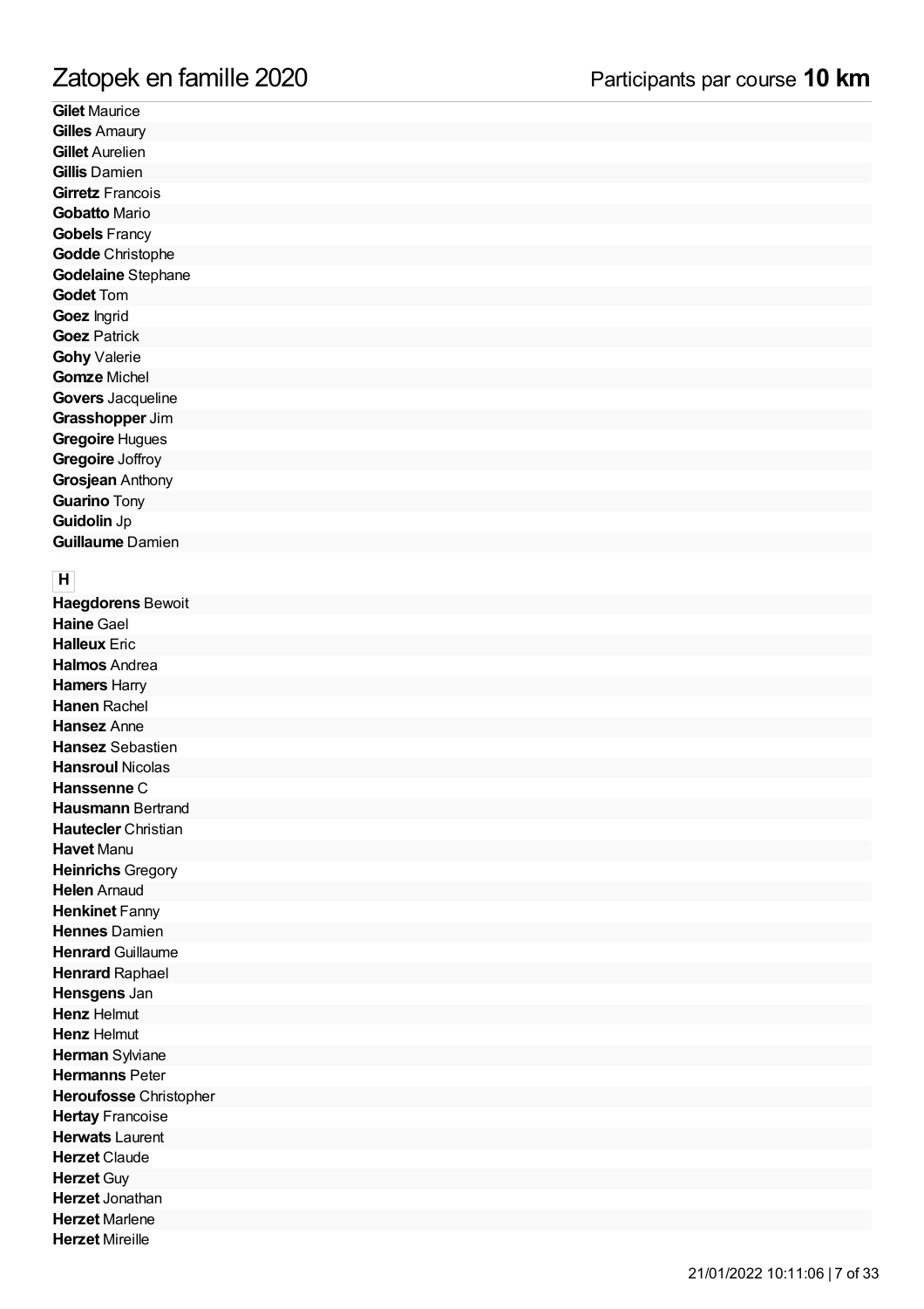**Gilet** Maurice
**Gilles** Amaury
**Gillet** Aurelien
**Gillis** Damien
**Girretz** Francois
**Gobatto** Mario
**Gobels** Francy
**Godde** Christophe
**Godelaine** Stephane
**Godet** Tom
**Goez** Ingrid
**Goez** Patrick
**Gohy** Valerie
**Gomze** Michel
**Govers** Jacqueline
**Grasshopper** Jim
**Gregoire** Hugues
**Gregoire** Joffroy
**Grosjean** Anthony
**Guarino** Tony
**Guidolin** Jp
**Guillaume** Damien

## H

**Haegdorens** Bewoit
**Haine** Gael
**Halleux** Eric
**Halmos** Andrea
**Hamers** Harry
**Hanen** Rachel
**Hansez** Anne
**Hansez** Sebastien
**Hansroul** Nicolas
**Hanssenne** C
**Hausmann** Bertrand
**Hautecler** Christian
**Havet** Manu
**Heinrichs** Gregory
**Helen** Arnaud
**Henkinet** Fanny
**Hennes** Damien
**Henrard** Guillaume
**Henrard** Raphael
**Hensgens** Jan
**Henz** Helmut
**Henz** Helmut
**Herman** Sylviane
**Hermanns** Peter
**Heroufosse** Christopher
**Hertay** Francoise
**Herwats** Laurent
**Herzet** Claude
**Herzet** Guy
**Herzet** Jonathan
**Herzet** Marlene
**Herzet** Mireille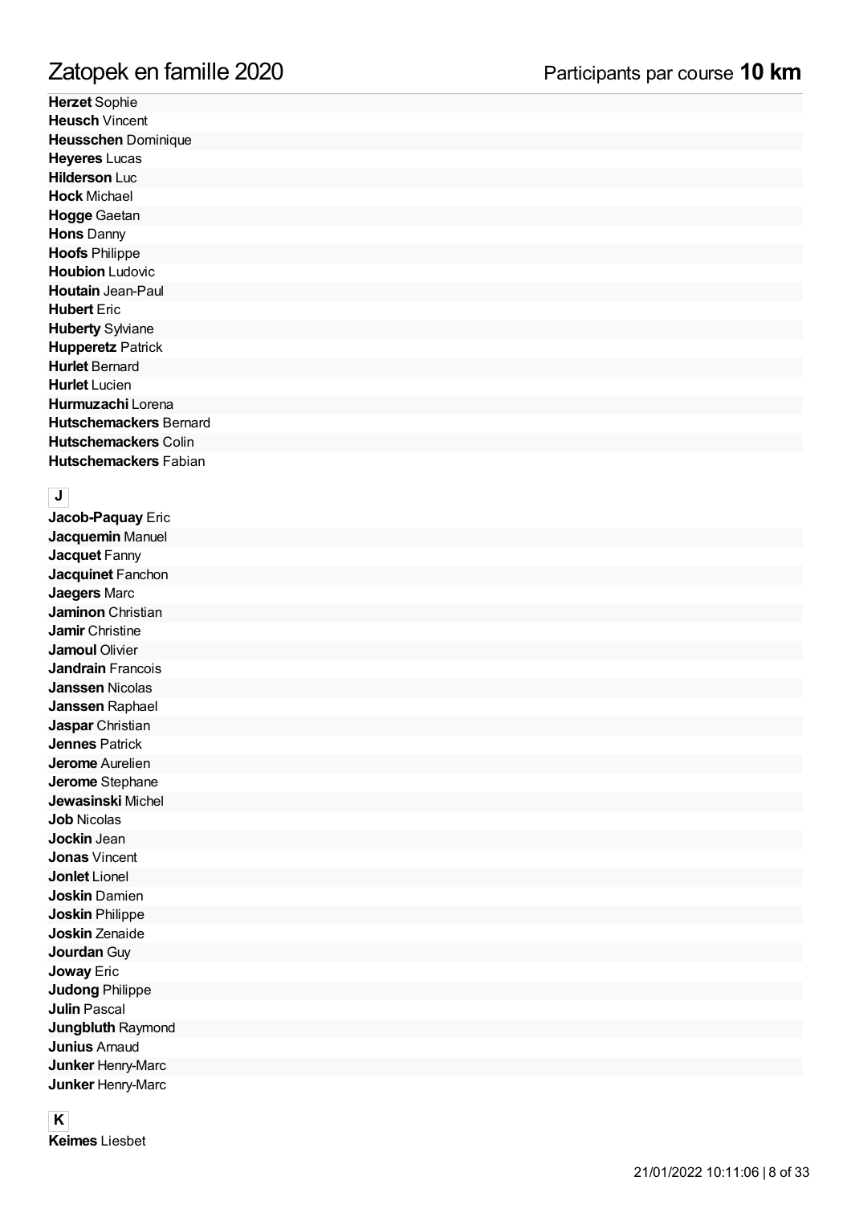**Herzet** Sophie
**Heusch** Vincent
**Heusschen** Dominique
**Heyeres** Lucas
**Hilderson** Luc
**Hock** Michael
**Hogge** Gaetan
**Hons** Danny
**Hoofs** Philippe
**Houbion** Ludovic
**Houtain** Jean-Paul
**Hubert** Eric
**Huberty** Sylviane
**Hupperetz** Patrick
**Hurlet** Bernard
**Hurlet** Lucien
**Hurmuzachi** Lorena
**Hutschemackers** Bernard
**Hutschemackers** Colin
**Hutschemackers** Fabian

## J

**Jacob-Paquay** Eric
**Jacquemin** Manuel
**Jacquet** Fanny
**Jacquinet** Fanchon
**Jaegers** Marc
**Jaminon** Christian
**Jamir** Christine
**Jamoul** Olivier
**Jandrain** Francois
**Janssen** Nicolas
**Janssen** Raphael
**Jaspar** Christian
**Jennes** Patrick
**Jerome** Aurelien
**Jerome** Stephane
**Jewasinski** Michel
**Job** Nicolas
**Jockin** Jean
**Jonas** Vincent
**Jonlet** Lionel
**Joskin** Damien
**Joskin** Philippe
**Joskin** Zenaide
**Jourdan** Guy
**Joway** Eric
**Judong** Philippe
**Julin** Pascal
**Jungbluth** Raymond
**Junius** Arnaud
**Junker** Henry-Marc
**Junker** Henry-Marc

## K

**Keimes** Liesbet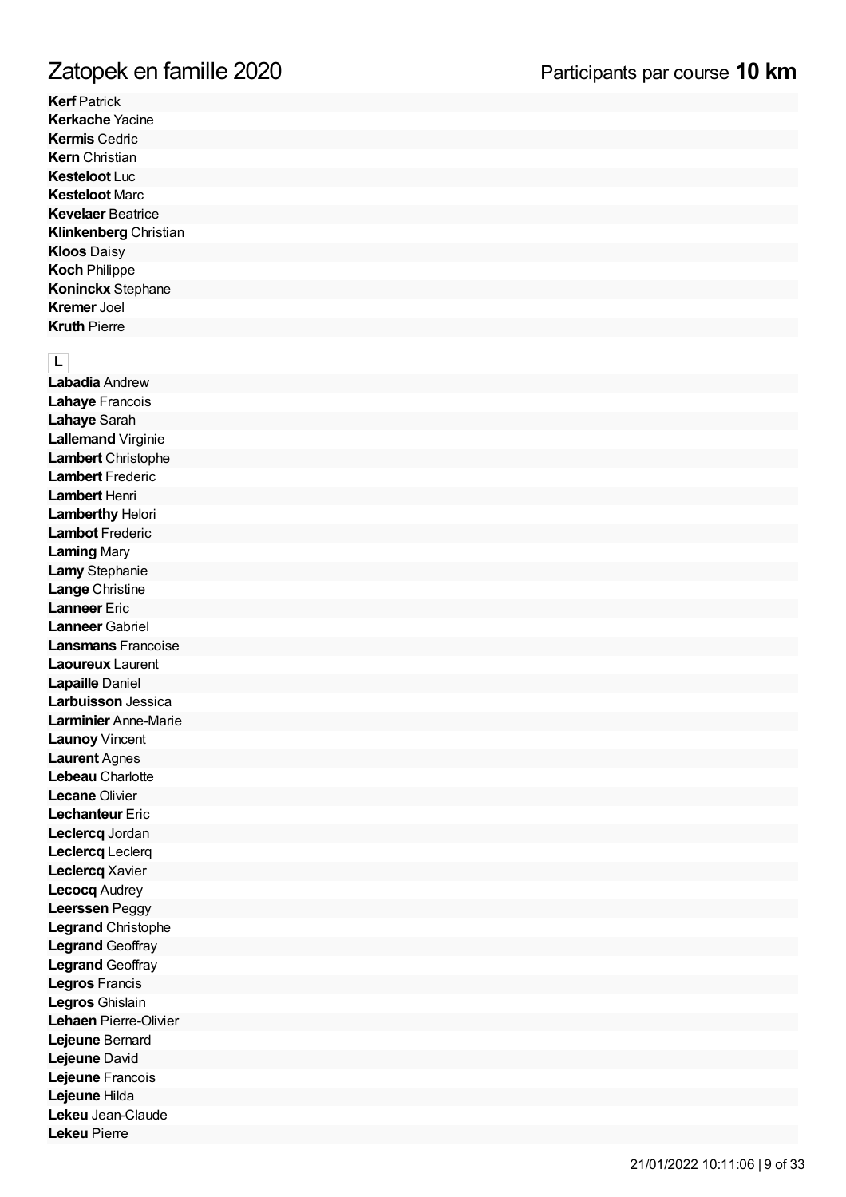**Kerf** Patrick
**Kerkache** Yacine
**Kermis** Cedric
**Kern** Christian
**Kesteloot** Luc
**Kesteloot** Marc
**Kevelaer** Beatrice
**Klinkenberg** Christian
**Kloos** Daisy
**Koch** Philippe
**Koninckx** Stephane
**Kremer** Joel
**Kruth** Pierre

## L

**Labadia** Andrew
**Lahaye** Francois
**Lahaye** Sarah
**Lallemand** Virginie
**Lambert** Christophe
**Lambert** Frederic
**Lambert** Henri
**Lamberthy** Helori
**Lambot** Frederic
**Laming** Mary
**Lamy** Stephanie
**Lange** Christine
**Lanneer** Eric
**Lanneer** Gabriel
**Lansmans** Francoise
**Laoureux** Laurent
**Lapaille** Daniel
**Larbuisson** Jessica
**Larminier** Anne-Marie
**Launoy** Vincent
**Laurent** Agnes
**Lebeau** Charlotte
**Lecane** Olivier
**Lechanteur** Eric
**Leclercq** Jordan
**Leclercq** Leclerq
**Leclercq** Xavier
**Lecocq** Audrey
**Leerssen** Peggy
**Legrand** Christophe
**Legrand** Geoffray
**Legrand** Geoffray
**Legros** Francis
**Legros** Ghislain
**Lehaen** Pierre-Olivier
**Lejeune** Bernard
**Lejeune** David
**Lejeune** Francois
**Lejeune** Hilda
**Lekeu** Jean-Claude
**Lekeu** Pierre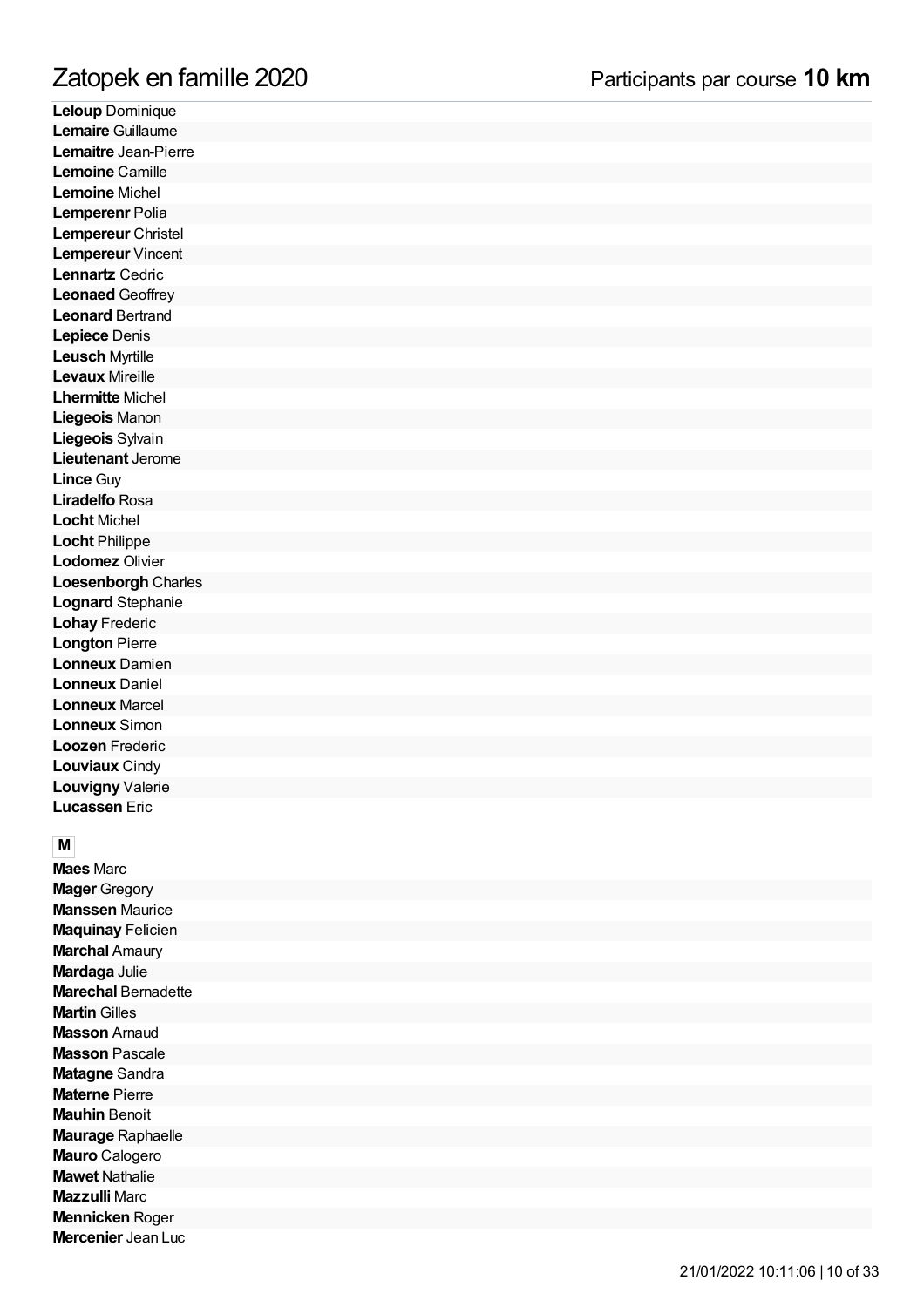# Zatopek en famille 2020

Participants par course **10 km**

**Leloup** Dominique
**Lemaire** Guillaume
**Lemaitre** Jean-Pierre
**Lemoine** Camille
**Lemoine** Michel
**Lemperenr** Polia
**Lempereur** Christel
**Lempereur** Vincent
**Lennartz** Cedric
**Leonaed** Geoffrey
**Leonard** Bertrand
**Lepiece** Denis
**Leusch** Myrtille
**Levaux** Mireille
**Lhermitte** Michel
**Liegeois** Manon
**Liegeois** Sylvain
**Lieutenant** Jerome
**Lince** Guy
**Liradelfo** Rosa
**Locht** Michel
**Locht** Philippe
**Lodomez** Olivier
**Loesenborgh** Charles
**Lognard** Stephanie
**Lohay** Frederic
**Longton** Pierre
**Lonneux** Damien
**Lonneux** Daniel
**Lonneux** Marcel
**Lonneux** Simon
**Loozen** Frederic
**Louviaux** Cindy
**Louvigny** Valerie
**Lucassen** Eric

**M**

**Maes** Marc
**Mager** Gregory
**Manssen** Maurice
**Maquinay** Felicien
**Marchal** Amaury
**Mardaga** Julie
**Marechal** Bernadette
**Martin** Gilles
**Masson** Arnaud
**Masson** Pascale
**Matagne** Sandra
**Materne** Pierre
**Mauhin** Benoit
**Maurage** Raphaelle
**Mauro** Calogero
**Mawet** Nathalie
**Mazzulli** Marc
**Mennicken** Roger
**Mercenier** Jean Luc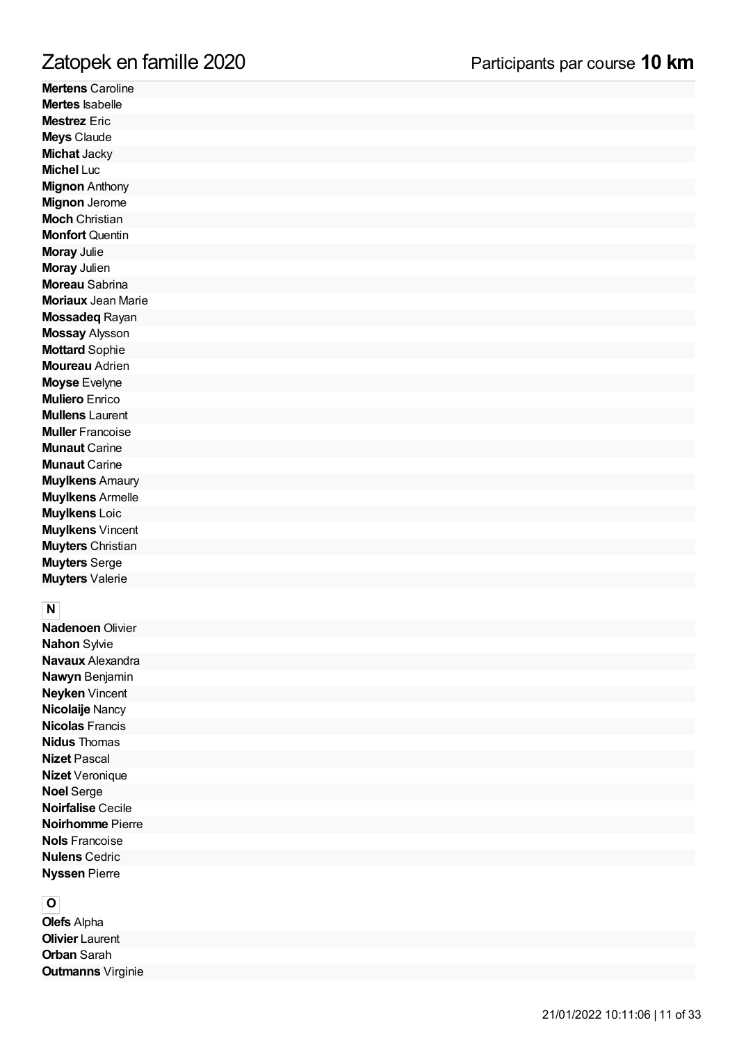**Mertens** Caroline
**Mertes** Isabelle
**Mestrez** Eric
**Meys** Claude
**Michat** Jacky
**Michel** Luc
**Mignon** Anthony
**Mignon** Jerome
**Moch** Christian
**Monfort** Quentin
**Moray** Julie
**Moray** Julien
**Moreau** Sabrina
**Moriaux** Jean Marie
**Mossadeq** Rayan
**Mossay** Alysson
**Mottard** Sophie
**Moureau** Adrien
**Moyse** Evelyne
**Muliero** Enrico
**Mullens** Laurent
**Muller** Francoise
**Munaut** Carine
**Munaut** Carine
**Muylkens** Amaury
**Muylkens** Armelle
**Muylkens** Loic
**Muylkens** Vincent
**Muyters** Christian
**Muyters** Serge
**Muyters** Valerie

## N

**Nadenoen** Olivier
**Nahon** Sylvie
**Navaux** Alexandra
**Nawyn** Benjamin
**Neyken** Vincent
**Nicolaije** Nancy
**Nicolas** Francis
**Nidus** Thomas
**Nizet** Pascal
**Nizet** Veronique
**Noel** Serge
**Noirfalise** Cecile
**Noirhomme** Pierre
**Nols** Francoise
**Nulens** Cedric
**Nyssen** Pierre

## O

**Olefs** Alpha
**Olivier** Laurent
**Orban** Sarah
**Outmanns** Virginie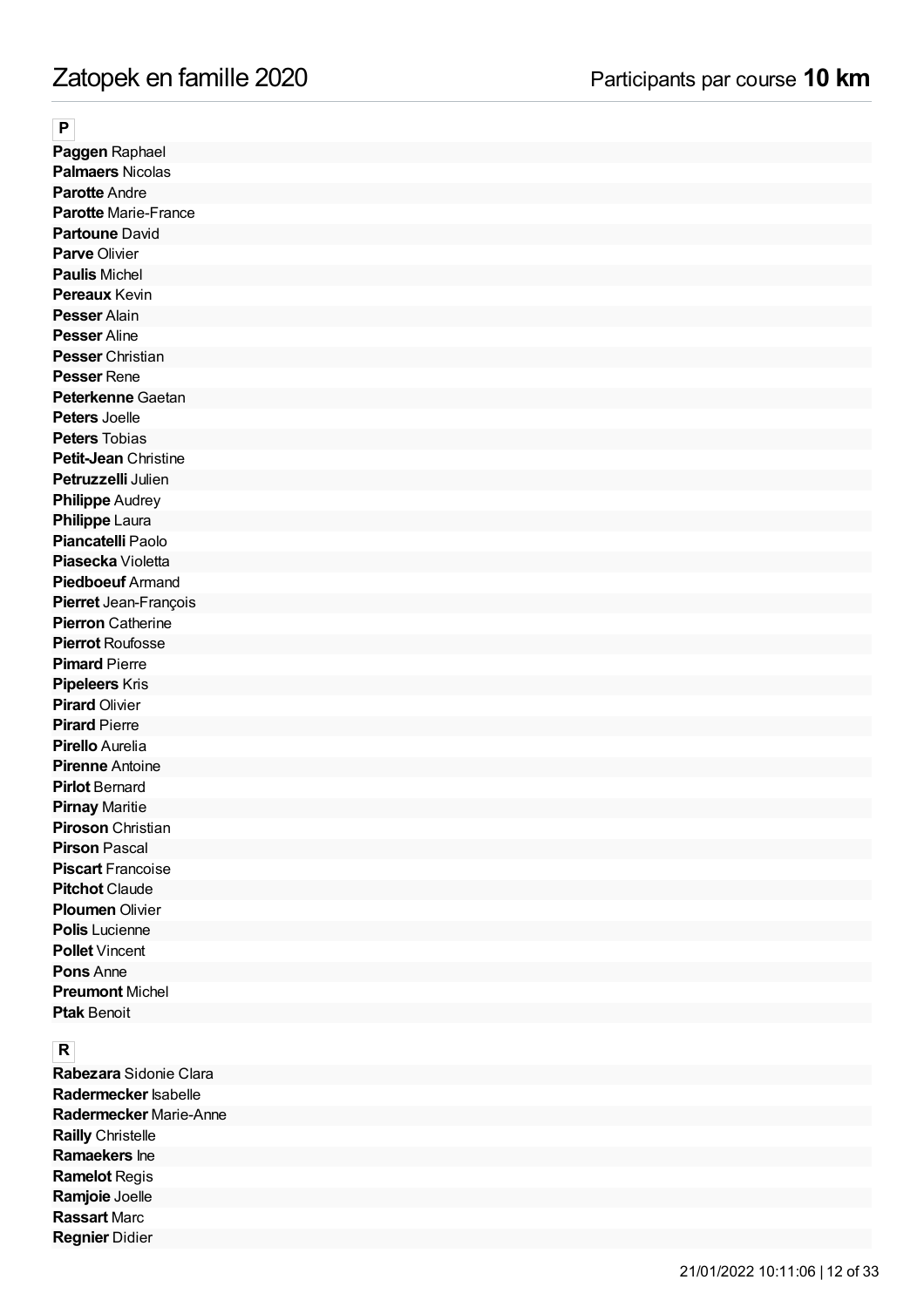# Zatopek en famille 2020

Participants par course **10 km**

## P

**Paggen** Raphael
**Palmaers** Nicolas
**Parotte** Andre
**Parotte** Marie-France
**Partoune** David
**Parve** Olivier
**Paulis** Michel
**Pereaux** Kevin
**Pesser** Alain
**Pesser** Aline
**Pesser** Christian
**Pesser** Rene
**Peterkenne** Gaetan
**Peters** Joelle
**Peters** Tobias
**Petit-Jean** Christine
**Petruzzelli** Julien
**Philippe** Audrey
**Philippe** Laura
**Piancatelli** Paolo
**Piasecka** Violetta
**Piedboeuf** Armand
**Pierret** Jean-François
**Pierron** Catherine
**Pierrot** Roufosse
**Pimard** Pierre
**Pipeleers** Kris
**Pirard** Olivier
**Pirard** Pierre
**Pirello** Aurelia
**Pirenne** Antoine
**Pirlot** Bernard
**Pirnay** Maritie
**Piroson** Christian
**Pirson** Pascal
**Piscart** Francoise
**Pitchot** Claude
**Ploumen** Olivier
**Polis** Lucienne
**Pollet** Vincent
**Pons** Anne
**Preumont** Michel
**Ptak** Benoit

## R

**Rabezara** Sidonie Clara
**Radermecker** Isabelle
**Radermecker** Marie-Anne
**Railly** Christelle
**Ramaekers** Ine
**Ramelot** Regis
**Ramjoie** Joelle
**Rassart** Marc
**Regnier** Didier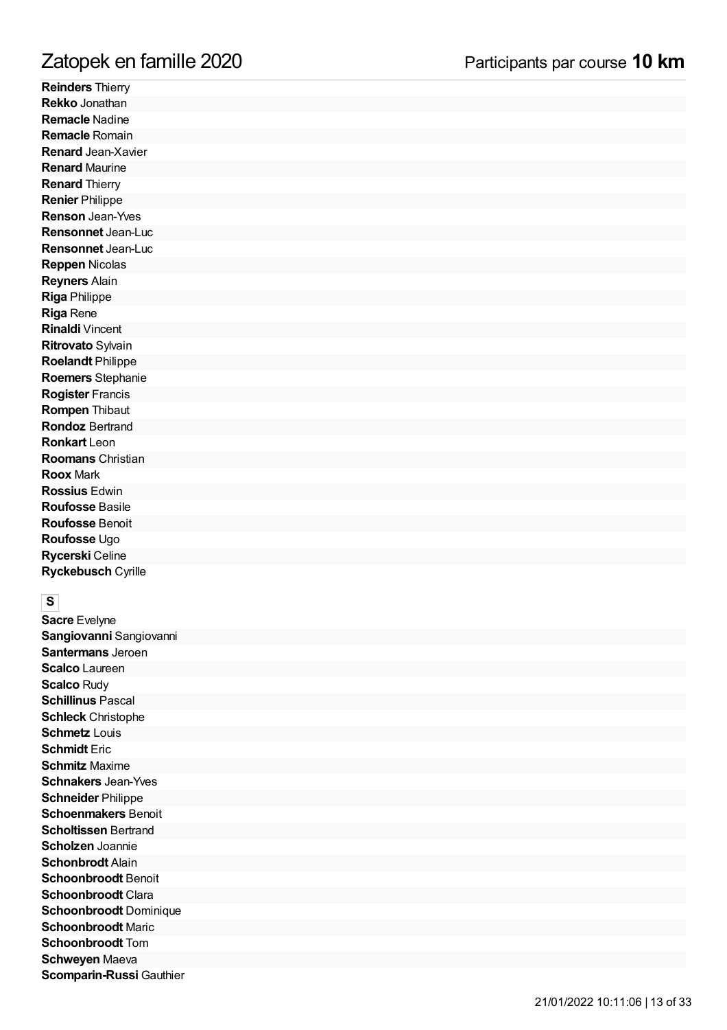**Reinders** Thierry
**Rekko** Jonathan
**Remacle** Nadine
**Remacle** Romain
**Renard** Jean-Xavier
**Renard** Maurine
**Renard** Thierry
**Renier** Philippe
**Renson** Jean-Yves
**Rensonnet** Jean-Luc
**Rensonnet** Jean-Luc
**Reppen** Nicolas
**Reyners** Alain
**Riga** Philippe
**Riga** Rene
**Rinaldi** Vincent
**Ritrovato** Sylvain
**Roelandt** Philippe
**Roemers** Stephanie
**Rogister** Francis
**Rompen** Thibaut
**Rondoz** Bertrand
**Ronkart** Leon
**Roomans** Christian
**Roox** Mark
**Rossius** Edwin
**Roufosse** Basile
**Roufosse** Benoit
**Roufosse** Ugo
**Rycerski** Celine
**Ryckebusch** Cyrille

## S

**Sacre** Evelyne
**Sangiovanni** Sangiovanni
**Santermans** Jeroen
**Scalco** Laureen
**Scalco** Rudy
**Schillinus** Pascal
**Schleck** Christophe
**Schmetz** Louis
**Schmidt** Eric
**Schmitz** Maxime
**Schnakers** Jean-Yves
**Schneider** Philippe
**Schoenmakers** Benoit
**Scholtissen** Bertrand
**Scholzen** Joannie
**Schonbrodt** Alain
**Schoonbroodt** Benoit
**Schoonbroodt** Clara
**Schoonbroodt** Dominique
**Schoonbroodt** Maric
**Schoonbroodt** Tom
**Schweyen** Maeva
**Scomparin-Russi** Gauthier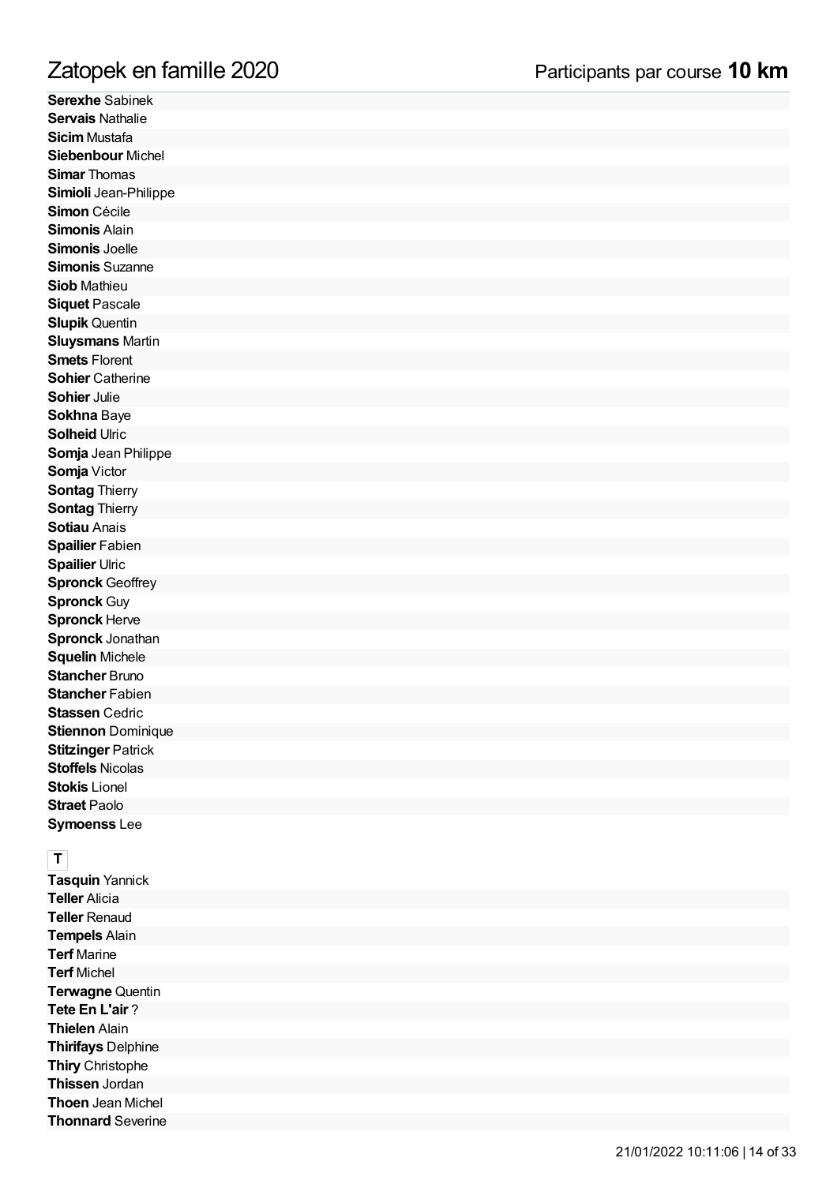**Serexhe** Sabinek
**Servais** Nathalie
**Sicim** Mustafa
**Siebenbour** Michel
**Simar** Thomas
**Simioli** Jean-Philippe
**Simon** Cécile
**Simonis** Alain
**Simonis** Joelle
**Simonis** Suzanne
**Siob** Mathieu
**Siquet** Pascale
**Slupik** Quentin
**Sluysmans** Martin
**Smets** Florent
**Sohier** Catherine
**Sohier** Julie
**Sokhna** Baye
**Solheid** Ulric
**Somja** Jean Philippe
**Somja** Victor
**Sontag** Thierry
**Sontag** Thierry
**Sotiau** Anais
**Spailier** Fabien
**Spailier** Ulric
**Spronck** Geoffrey
**Spronck** Guy
**Spronck** Herve
**Spronck** Jonathan
**Squelin** Michele
**Stancher** Bruno
**Stancher** Fabien
**Stassen** Cedric
**Stiennon** Dominique
**Stitzinger** Patrick
**Stoffels** Nicolas
**Stokis** Lionel
**Straet** Paolo
**Symoenss** Lee

**T**

**Tasquin** Yannick
**Teller** Alicia
**Teller** Renaud
**Tempels** Alain
**Terf** Marine
**Terf** Michel
**Terwagne** Quentin
**Tete En L'air** ?
**Thielen** Alain
**Thirifays** Delphine
**Thiry** Christophe
**Thissen** Jordan
**Thoen** Jean Michel
**Thonnard** Severine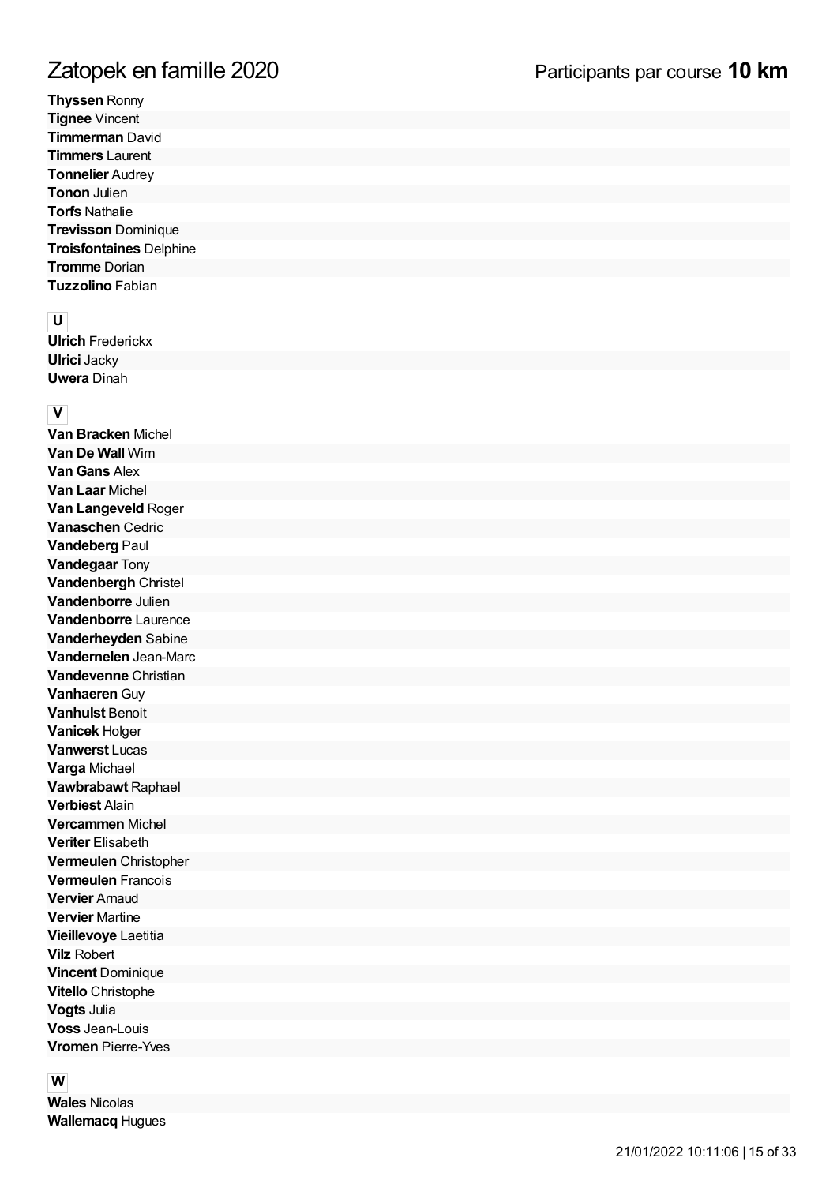**Thyssen** Ronny
**Tignee** Vincent
**Timmerman** David
**Timmers** Laurent
**Tonnelier** Audrey
**Tonon** Julien
**Torfs** Nathalie
**Trevisson** Dominique
**Troisfontaines** Delphine
**Tromme** Dorian
**Tuzzolino** Fabian

## U

**Ulrich** Frederickx
**Ulrici** Jacky
**Uwera** Dinah

## V

**Van Bracken** Michel
**Van De Wall** Wim
**Van Gans** Alex
**Van Laar** Michel
**Van Langeveld** Roger
**Vanaschen** Cedric
**Vandeberg** Paul
**Vandegaar** Tony
**Vandenbergh** Christel
**Vandenborre** Julien
**Vandenborre** Laurence
**Vanderheyden** Sabine
**Vandernelen** Jean-Marc
**Vandevenne** Christian
**Vanhaeren** Guy
**Vanhulst** Benoit
**Vanicek** Holger
**Vanwerst** Lucas
**Varga** Michael
**Vawbrabawt** Raphael
**Verbiest** Alain
**Vercammen** Michel
**Veriter** Elisabeth
**Vermeulen** Christopher
**Vermeulen** Francois
**Vervier** Arnaud
**Vervier** Martine
**Vieillevoye** Laetitia
**Vilz** Robert
**Vincent** Dominique
**Vitello** Christophe
**Vogts** Julia
**Voss** Jean-Louis
**Vromen** Pierre-Yves

## W

**Wales** Nicolas
**Wallemacq** Hugues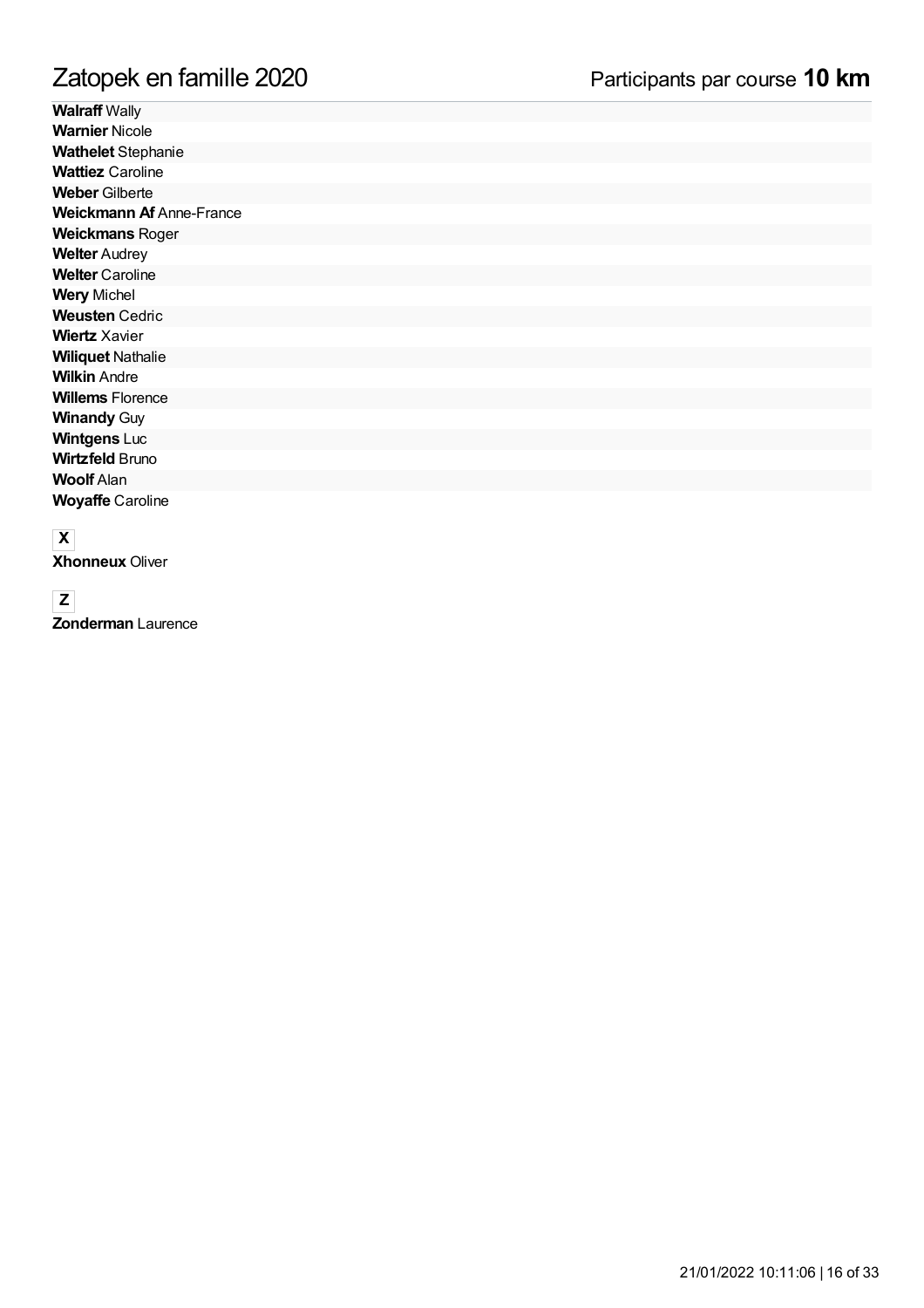**Walraff** Wally
**Warnier** Nicole
**Wathelet** Stephanie
**Wattiez** Caroline
**Weber** Gilberte
**Weickmann Af** Anne-France
**Weickmans** Roger
**Welter** Audrey
**Welter** Caroline
**Wery** Michel
**Weusten** Cedric
**Wiertz** Xavier
**Wiliquet** Nathalie
**Wilkin** Andre
**Willems** Florence
**Winandy** Guy
**Wintgens** Luc
**Wirtzfeld** Bruno
**Woolf** Alan
**Woyaffe** Caroline

**X**

**Xhonneux** Oliver

**Z**

**Zonderman** Laurence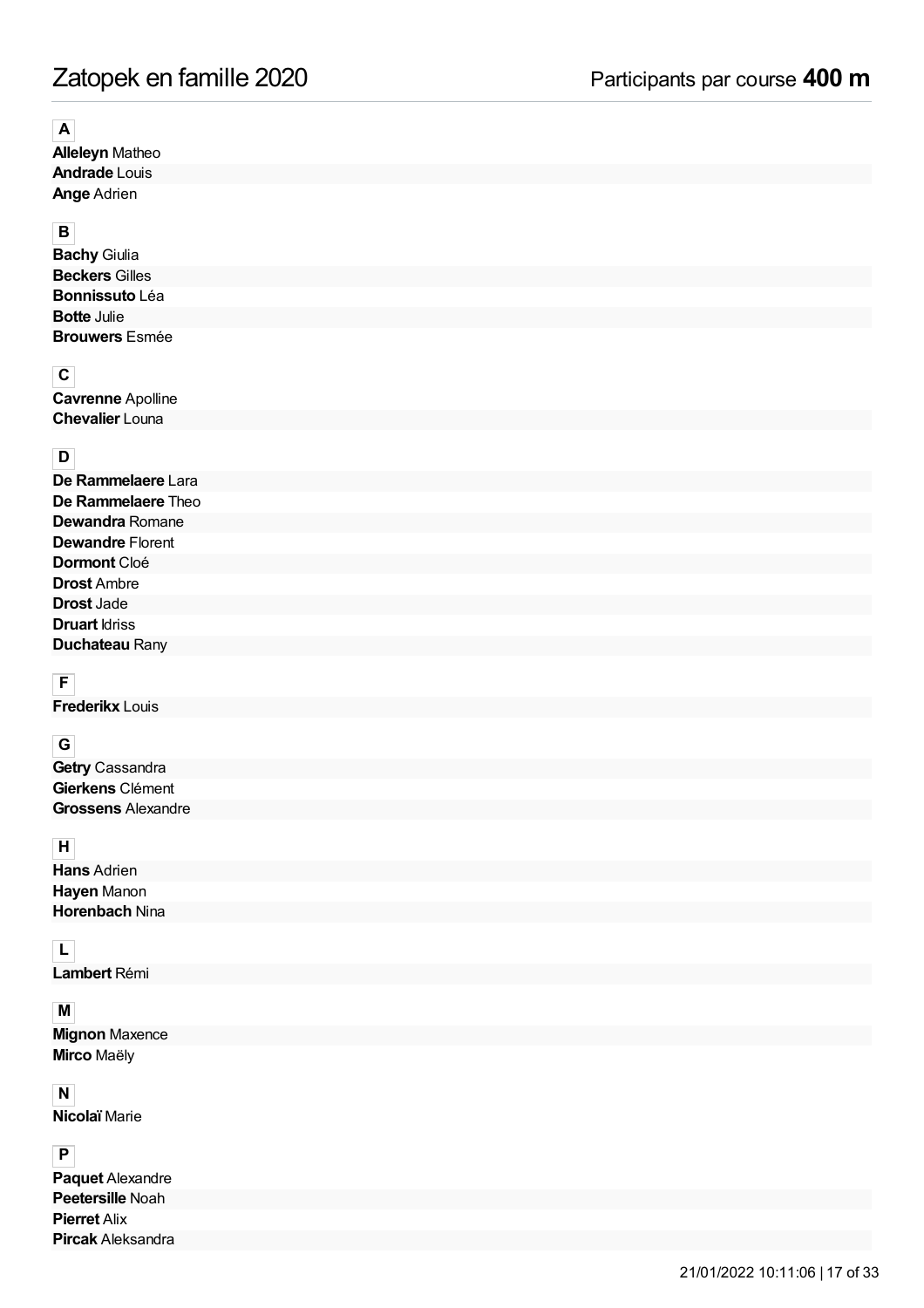# Zatopek en famille 2020

Participants par course **400 m**

**A**

**Alleleyn** Matheo
**Andrade** Louis
**Ange** Adrien

**B**

**Bachy** Giulia
**Beckers** Gilles
**Bonnissuto** Léa
**Botte** Julie
**Brouwers** Esmée

**C**

**Cavrenne** Apolline
**Chevalier** Louna

**D**

**De Rammelaere** Lara
**De Rammelaere** Theo
**Dewandra** Romane
**Dewandre** Florent
**Dormont** Cloé
**Drost** Ambre
**Drost** Jade
**Druart** Idriss
**Duchateau** Rany

**F**

**Frederikx** Louis

**G**

**Getry** Cassandra
**Gierkens** Clément
**Grossens** Alexandre

**H**

**Hans** Adrien
**Hayen** Manon
**Horenbach** Nina

**L**

**Lambert** Rémi

**M**

**Mignon** Maxence
**Mirco** Maëly

**N**

**Nicolaï** Marie

**P**

**Paquet** Alexandre
**Peetersille** Noah
**Pierret** Alix
**Pircak** Aleksandra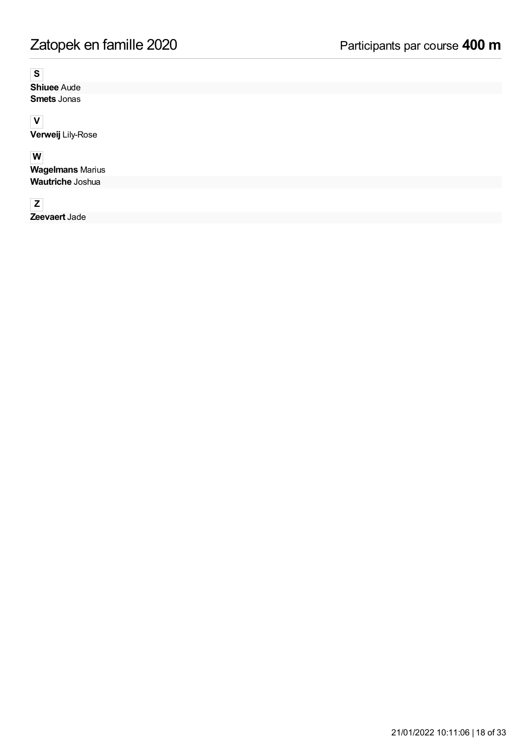**S**

**Shiuee** Aude
**Smets** Jonas

**V**

**Verweij** Lily-Rose

**W**

**Wagelmans** Marius
**Wautriche** Joshua

**Z**

**Zeevaert** Jade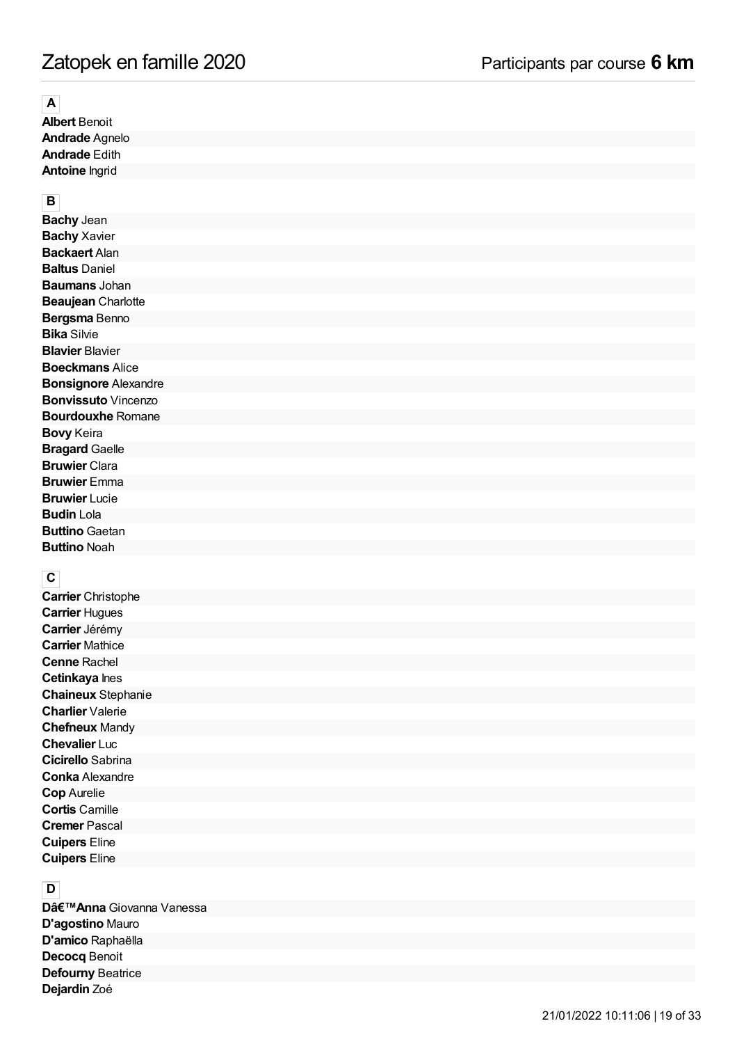# Zatopek en famille 2020

Participants par course **6 km**

**A**

**Albert** Benoit
**Andrade** Agnelo
**Andrade** Edith
**Antoine** Ingrid

**B**

**Bachy** Jean
**Bachy** Xavier
**Backaert** Alan
**Baltus** Daniel
**Baumans** Johan
**Beaujean** Charlotte
**Bergsma** Benno
**Bika** Silvie
**Blavier** Blavier
**Boeckmans** Alice
**Bonsignore** Alexandre
**Bonvissuto** Vincenzo
**Bourdouxhe** Romane
**Bovy** Keira
**Bragard** Gaelle
**Bruwier** Clara
**Bruwier** Emma
**Bruwier** Lucie
**Budin** Lola
**Buttino** Gaetan
**Buttino** Noah

**C**

**Carrier** Christophe
**Carrier** Hugues
**Carrier** Jérémy
**Carrier** Mathice
**Cenne** Rachel
**Cetinkaya** Ines
**Chaineux** Stephanie
**Charlier** Valerie
**Chefneux** Mandy
**Chevalier** Luc
**Cicirello** Sabrina
**Conka** Alexandre
**Cop** Aurelie
**Cortis** Camille
**Cremer** Pascal
**Cuipers** Eline
**Cuipers** Eline

**D**

**Dâ€™Anna** Giovanna Vanessa
**D'agostino** Mauro
**D'amico** Raphaëlla
**Decocq** Benoit
**Defourny** Beatrice
**Dejardin** Zoé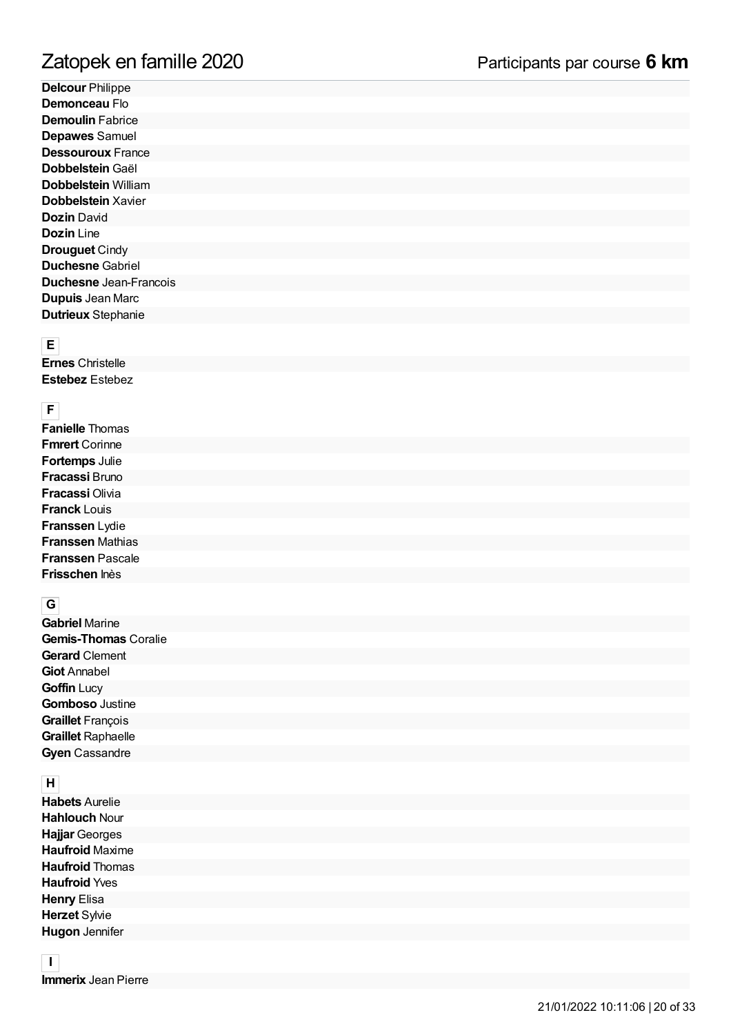**Delcour** Philippe
**Demonceau** Flo
**Demoulin** Fabrice
**Depawes** Samuel
**Dessouroux** France
**Dobbelstein** Gaël
**Dobbelstein** William
**Dobbelstein** Xavier
**Dozin** David
**Dozin** Line
**Drouguet** Cindy
**Duchesne** Gabriel
**Duchesne** Jean-Francois
**Dupuis** Jean Marc
**Dutrieux** Stephanie

**E**

**Ernes** Christelle
**Estebez** Estebez

**F**

**Fanielle** Thomas
**Fmrert** Corinne
**Fortemps** Julie
**Fracassi** Bruno
**Fracassi** Olivia
**Franck** Louis
**Franssen** Lydie
**Franssen** Mathias
**Franssen** Pascale
**Frisschen** Inès

**G**

**Gabriel** Marine
**Gemis-Thomas** Coralie
**Gerard** Clement
**Giot** Annabel
**Goffin** Lucy
**Gomboso** Justine
**Graillet** François
**Graillet** Raphaelle
**Gyen** Cassandre

**H**

**Habets** Aurelie
**Hahlouch** Nour
**Hajjar** Georges
**Haufroid** Maxime
**Haufroid** Thomas
**Haufroid** Yves
**Henry** Elisa
**Herzet** Sylvie
**Hugon** Jennifer

**I**

**Immerix** Jean Pierre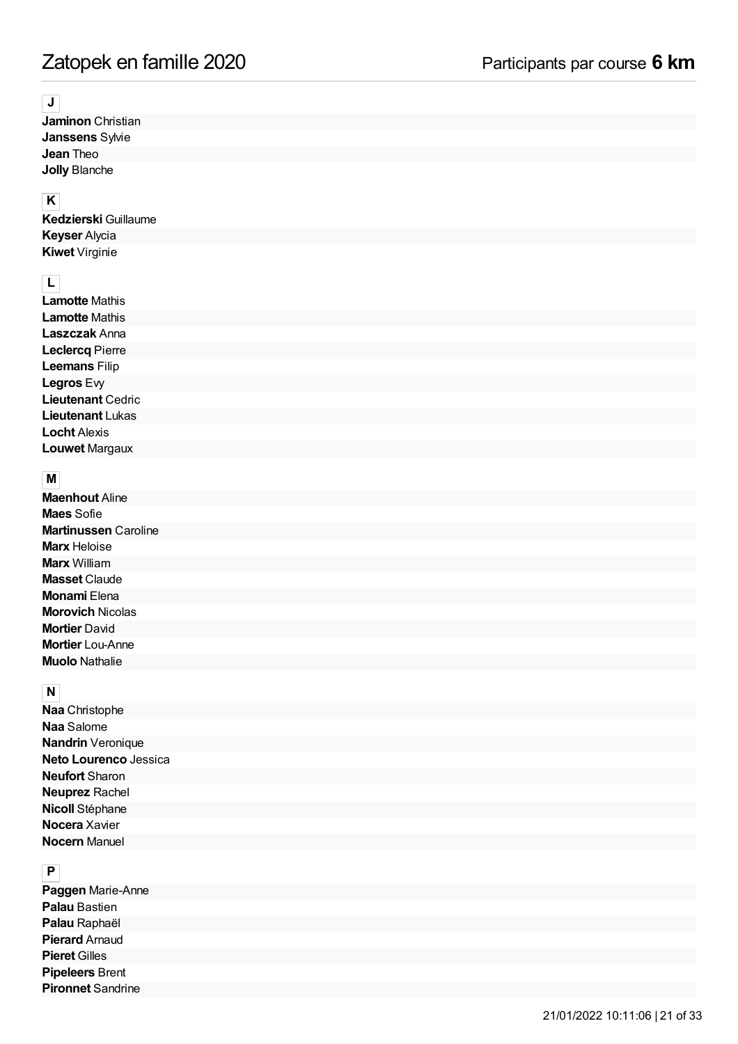# Zatopek en famille 2020

Participants par course **6 km**

**J**

**Jaminon** Christian
**Janssens** Sylvie
**Jean** Theo
**Jolly** Blanche

**K**

**Kedzierski** Guillaume
**Keyser** Alycia
**Kiwet** Virginie

**L**

**Lamotte** Mathis
**Lamotte** Mathis
**Laszczak** Anna
**Leclercq** Pierre
**Leemans** Filip
**Legros** Evy
**Lieutenant** Cedric
**Lieutenant** Lukas
**Locht** Alexis
**Louwet** Margaux

**M**

**Maenhout** Aline
**Maes** Sofie
**Martinussen** Caroline
**Marx** Heloise
**Marx** William
**Masset** Claude
**Monami** Elena
**Morovich** Nicolas
**Mortier** David
**Mortier** Lou-Anne
**Muolo** Nathalie

**N**

**Naa** Christophe
**Naa** Salome
**Nandrin** Veronique
**Neto Lourenco** Jessica
**Neufort** Sharon
**Neuprez** Rachel
**Nicoll** Stéphane
**Nocera** Xavier
**Nocern** Manuel

**P**

**Paggen** Marie-Anne
**Palau** Bastien
**Palau** Raphaël
**Pierard** Arnaud
**Pieret** Gilles
**Pipeleers** Brent
**Pironnet** Sandrine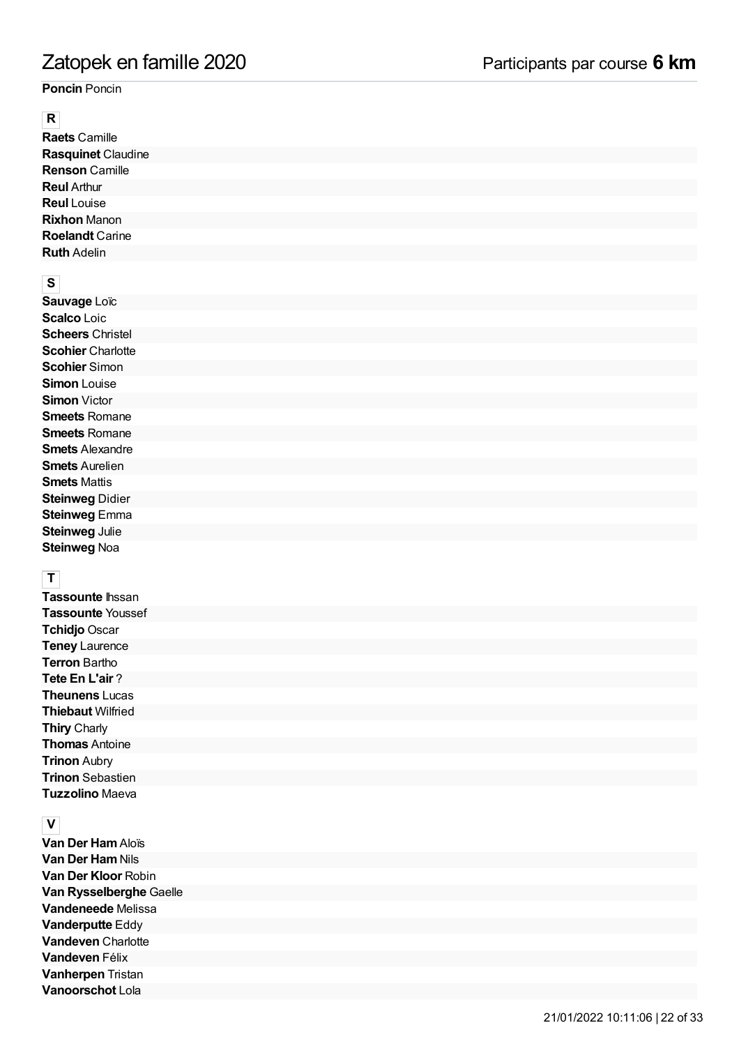**Poncin** Poncin

## R

**Raets** Camille
**Rasquinet** Claudine
**Renson** Camille
**Reul** Arthur
**Reul** Louise
**Rixhon** Manon
**Roelandt** Carine
**Ruth** Adelin

## S

**Sauvage** Loïc
**Scalco** Loic
**Scheers** Christel
**Scohier** Charlotte
**Scohier** Simon
**Simon** Louise
**Simon** Victor
**Smeets** Romane
**Smeets** Romane
**Smets** Alexandre
**Smets** Aurelien
**Smets** Mattis
**Steinweg** Didier
**Steinweg** Emma
**Steinweg** Julie
**Steinweg** Noa

## T

**Tassounte** Ihssan
**Tassounte** Youssef
**Tchidjo** Oscar
**Teney** Laurence
**Terron** Bartho
**Tete En L'air** ?
**Theunens** Lucas
**Thiebaut** Wilfried
**Thiry** Charly
**Thomas** Antoine
**Trinon** Aubry
**Trinon** Sebastien
**Tuzzolino** Maeva

## V

**Van Der Ham** Aloïs
**Van Der Ham** Nils
**Van Der Kloor** Robin
**Van Rysselberghe** Gaelle
**Vandeneede** Melissa
**Vanderputte** Eddy
**Vandeven** Charlotte
**Vandeven** Félix
**Vanherpen** Tristan
**Vanoorschot** Lola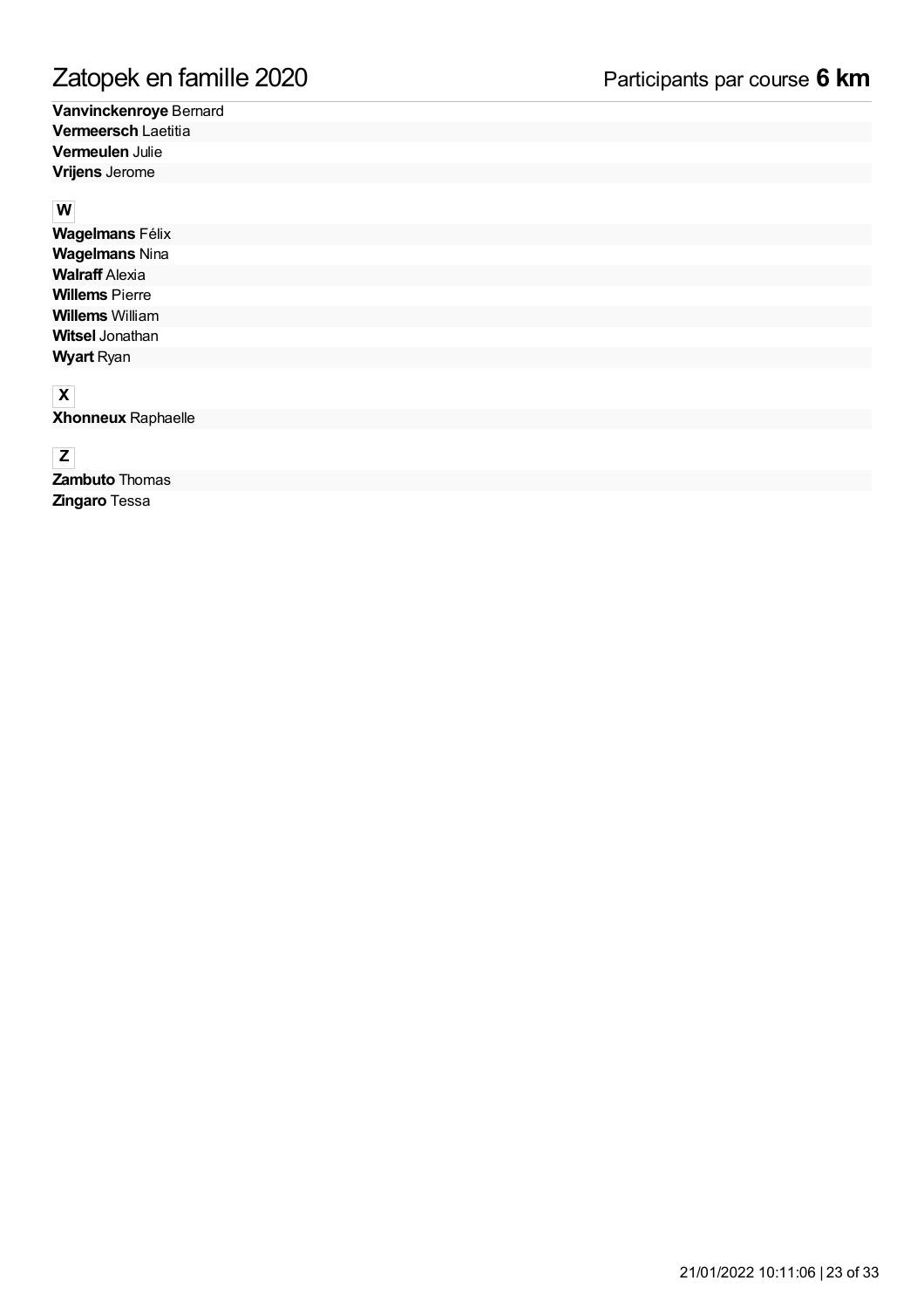**Vanvinckenroye** Bernard
**Vermeersch** Laetitia
**Vermeulen** Julie
**Vrijens** Jerome

**W**

**Wagelmans** Félix
**Wagelmans** Nina
**Walraff** Alexia
**Willems** Pierre
**Willems** William
**Witsel** Jonathan
**Wyart** Ryan

**X**

**Xhonneux** Raphaelle

**Z**

**Zambuto** Thomas
**Zingaro** Tessa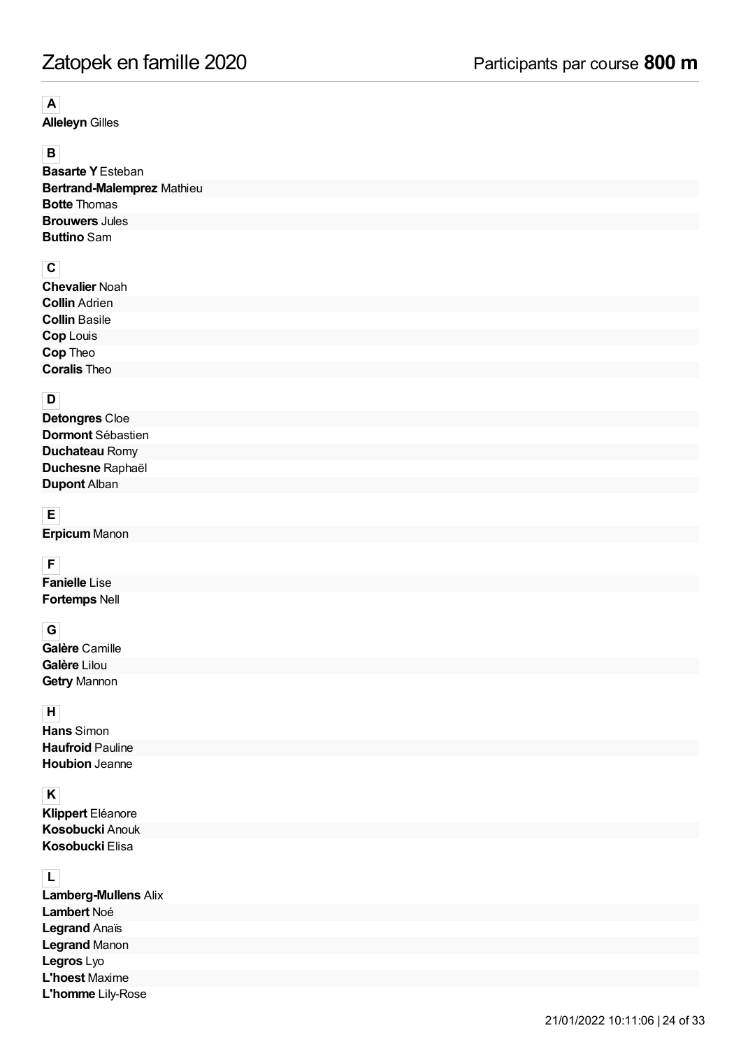# Zatopek en famille 2020

Participants par course **800 m**

**A**

**Alleleyn** Gilles

**B**

**Basarte Y** Esteban
**Bertrand-Malemprez** Mathieu
**Botte** Thomas
**Brouwers** Jules
**Buttino** Sam

**C**

**Chevalier** Noah
**Collin** Adrien
**Collin** Basile
**Cop** Louis
**Cop** Theo
**Coralis** Theo

**D**

**Detongres** Cloe
**Dormont** Sébastien
**Duchateau** Romy
**Duchesne** Raphaël
**Dupont** Alban

**E**

**Erpicum** Manon

**F**

**Fanielle** Lise
**Fortemps** Nell

**G**

**Galère** Camille
**Galère** Lilou
**Getry** Mannon

**H**

**Hans** Simon
**Haufroid** Pauline
**Houbion** Jeanne

**K**

**Klippert** Eléanore
**Kosobucki** Anouk
**Kosobucki** Elisa

**L**

**Lamberg-Mullens** Alix
**Lambert** Noé
**Legrand** Anaïs
**Legrand** Manon
**Legros** Lyo
**L'hoest** Maxime
**L'homme** Lily-Rose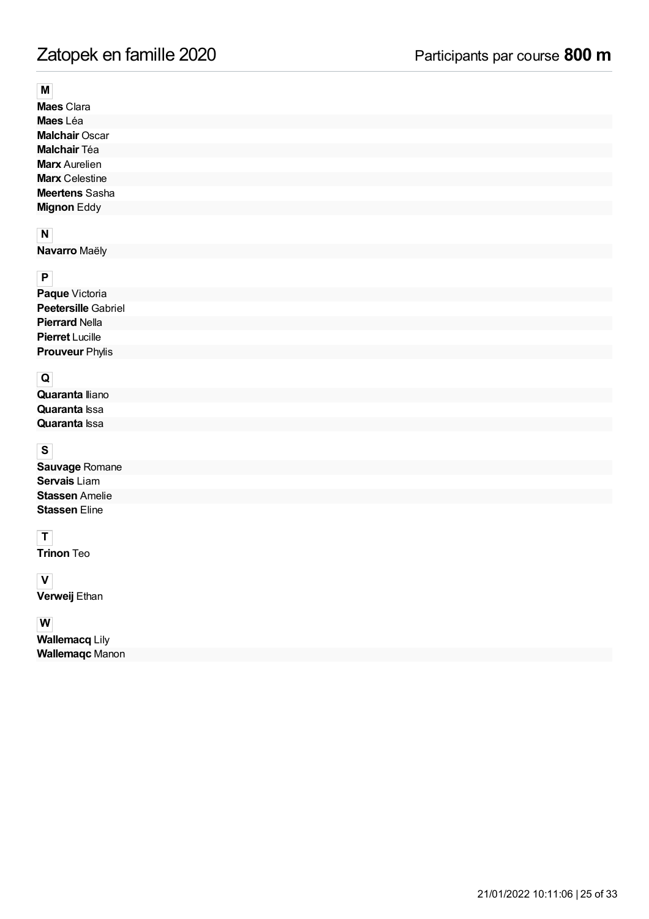# Zatopek en famille 2020

Participants par course **800 m**

**M**

**Maes** Clara
**Maes** Léa
**Malchair** Oscar
**Malchair** Téa
**Marx** Aurelien
**Marx** Celestine
**Meertens** Sasha
**Mignon** Eddy

**N**

**Navarro** Maëly

**P**

**Paque** Victoria
**Peetersille** Gabriel
**Pierrard** Nella
**Pierret** Lucille
**Prouveur** Phylis

**Q**

**Quaranta** Iliano
**Quaranta** Issa
**Quaranta** Issa

**S**

**Sauvage** Romane
**Servais** Liam
**Stassen** Amelie
**Stassen** Eline

**T**

**Trinon** Teo

**V**

**Verweij** Ethan

**W**

**Wallemacq** Lily
**Wallemaqc** Manon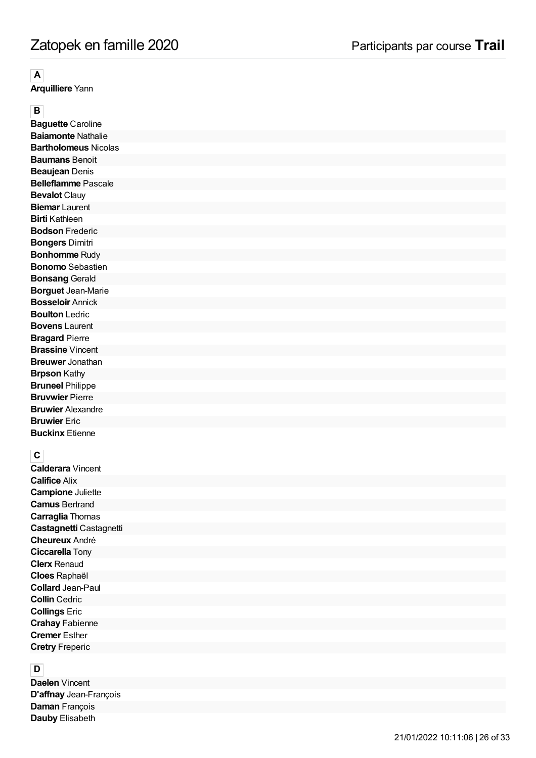# Zatopek en famille 2020

Participants par course **Trail**

**A**

**Arquilliere** Yann

**B**

**Baguette** Caroline
**Baiamonte** Nathalie
**Bartholomeus** Nicolas
**Baumans** Benoit
**Beaujean** Denis
**Belleflamme** Pascale
**Bevalot** Clauy
**Biemar** Laurent
**Birti** Kathleen
**Bodson** Frederic
**Bongers** Dimitri
**Bonhomme** Rudy
**Bonomo** Sebastien
**Bonsang** Gerald
**Borguet** Jean-Marie
**Bosseloir** Annick
**Boulton** Ledric
**Bovens** Laurent
**Bragard** Pierre
**Brassine** Vincent
**Breuwer** Jonathan
**Brpson** Kathy
**Bruneel** Philippe
**Bruvwier** Pierre
**Bruwier** Alexandre
**Bruwier** Eric
**Buckinx** Etienne

**C**

**Calderara** Vincent
**Califice** Alix
**Campione** Juliette
**Camus** Bertrand
**Carraglia** Thomas
**Castagnetti** Castagnetti
**Cheureux** André
**Ciccarella** Tony
**Clerx** Renaud
**Cloes** Raphaël
**Collard** Jean-Paul
**Collin** Cedric
**Collings** Eric
**Crahay** Fabienne
**Cremer** Esther
**Cretry** Freperic

**D**

**Daelen** Vincent
**D'affnay** Jean-François
**Daman** François
**Dauby** Elisabeth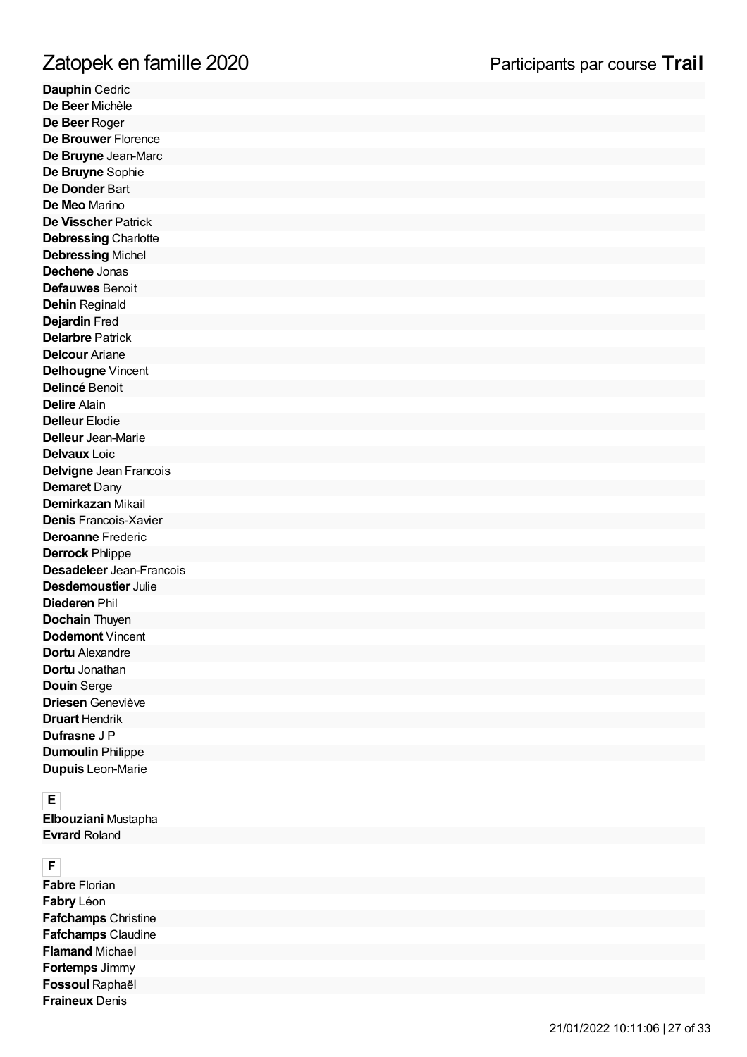**Dauphin** Cedric
**De Beer** Michèle
**De Beer** Roger
**De Brouwer** Florence
**De Bruyne** Jean-Marc
**De Bruyne** Sophie
**De Donder** Bart
**De Meo** Marino
**De Visscher** Patrick
**Debressing** Charlotte
**Debressing** Michel
**Dechene** Jonas
**Defauwes** Benoit
**Dehin** Reginald
**Dejardin** Fred
**Delarbre** Patrick
**Delcour** Ariane
**Delhougne** Vincent
**Delincé** Benoit
**Delire** Alain
**Delleur** Elodie
**Delleur** Jean-Marie
**Delvaux** Loic
**Delvigne** Jean Francois
**Demaret** Dany
**Demirkazan** Mikail
**Denis** Francois-Xavier
**Deroanne** Frederic
**Derrock** Phlippe
**Desadeleer** Jean-Francois
**Desdemoustier** Julie
**Diederen** Phil
**Dochain** Thuyen
**Dodemont** Vincent
**Dortu** Alexandre
**Dortu** Jonathan
**Douin** Serge
**Driesen** Geneviève
**Druart** Hendrik
**Dufrasne** J P
**Dumoulin** Philippe
**Dupuis** Leon-Marie

**E**

**Elbouziani** Mustapha
**Evrard** Roland

**F**

**Fabre** Florian
**Fabry** Léon
**Fafchamps** Christine
**Fafchamps** Claudine
**Flamand** Michael
**Fortemps** Jimmy
**Fossoul** Raphaël
**Fraineux** Denis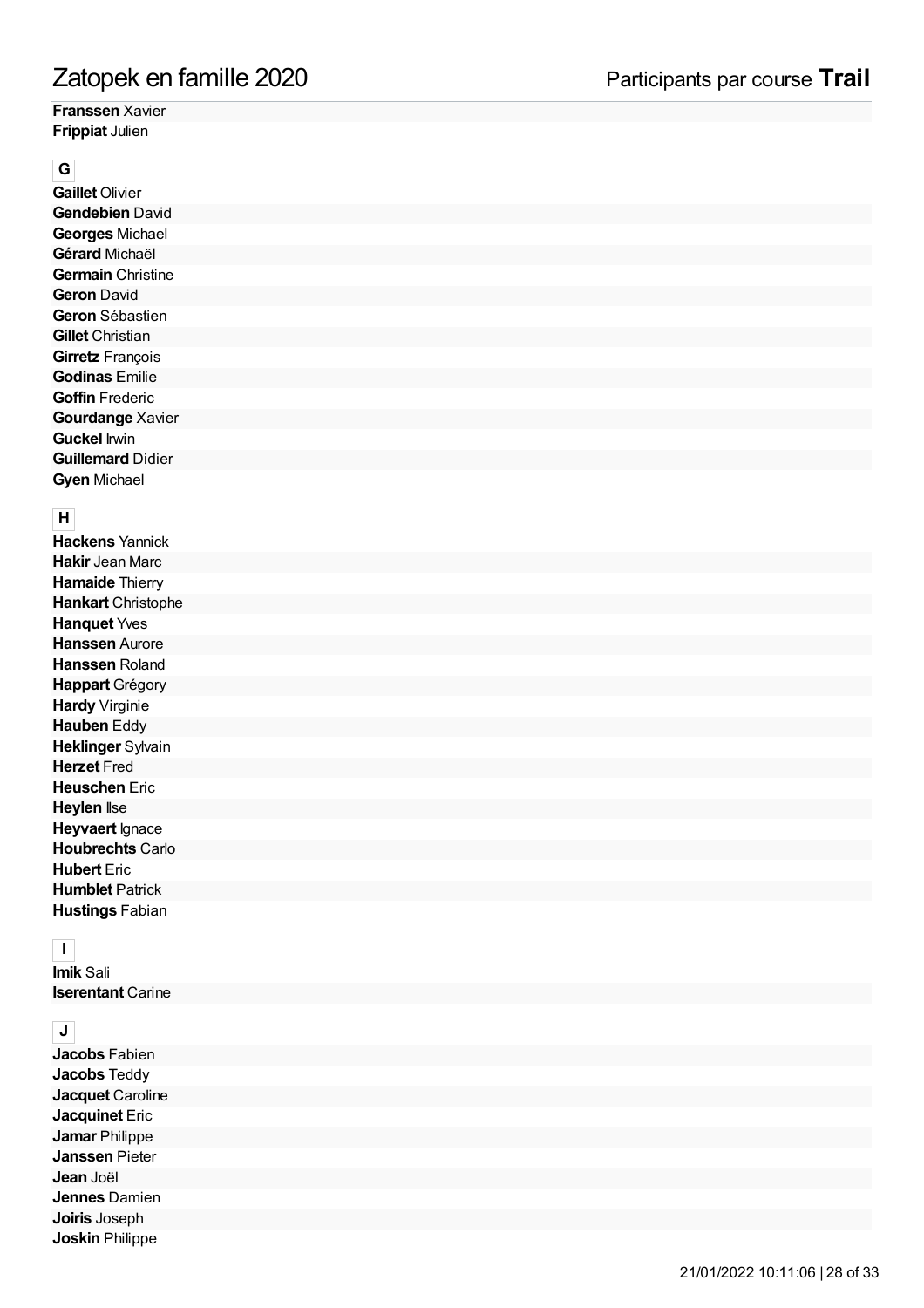**Franssen** Xavier
**Frippiat** Julien

**G**

**Gaillet** Olivier
**Gendebien** David
**Georges** Michael
**Gérard** Michaël
**Germain** Christine
**Geron** David
**Geron** Sébastien
**Gillet** Christian
**Girretz** François
**Godinas** Emilie
**Goffin** Frederic
**Gourdange** Xavier
**Guckel** Irwin
**Guillemard** Didier
**Gyen** Michael

**H**

**Hackens** Yannick
**Hakir** Jean Marc
**Hamaide** Thierry
**Hankart** Christophe
**Hanquet** Yves
**Hanssen** Aurore
**Hanssen** Roland
**Happart** Grégory
**Hardy** Virginie
**Hauben** Eddy
**Heklinger** Sylvain
**Herzet** Fred
**Heuschen** Eric
**Heylen** Ilse
**Heyvaert** Ignace
**Houbrechts** Carlo
**Hubert** Eric
**Humblet** Patrick
**Hustings** Fabian

**I**

**Imik** Sali
**Iserentant** Carine

**J**

**Jacobs** Fabien
**Jacobs** Teddy
**Jacquet** Caroline
**Jacquinet** Eric
**Jamar** Philippe
**Janssen** Pieter
**Jean** Joël
**Jennes** Damien
**Joiris** Joseph
**Joskin** Philippe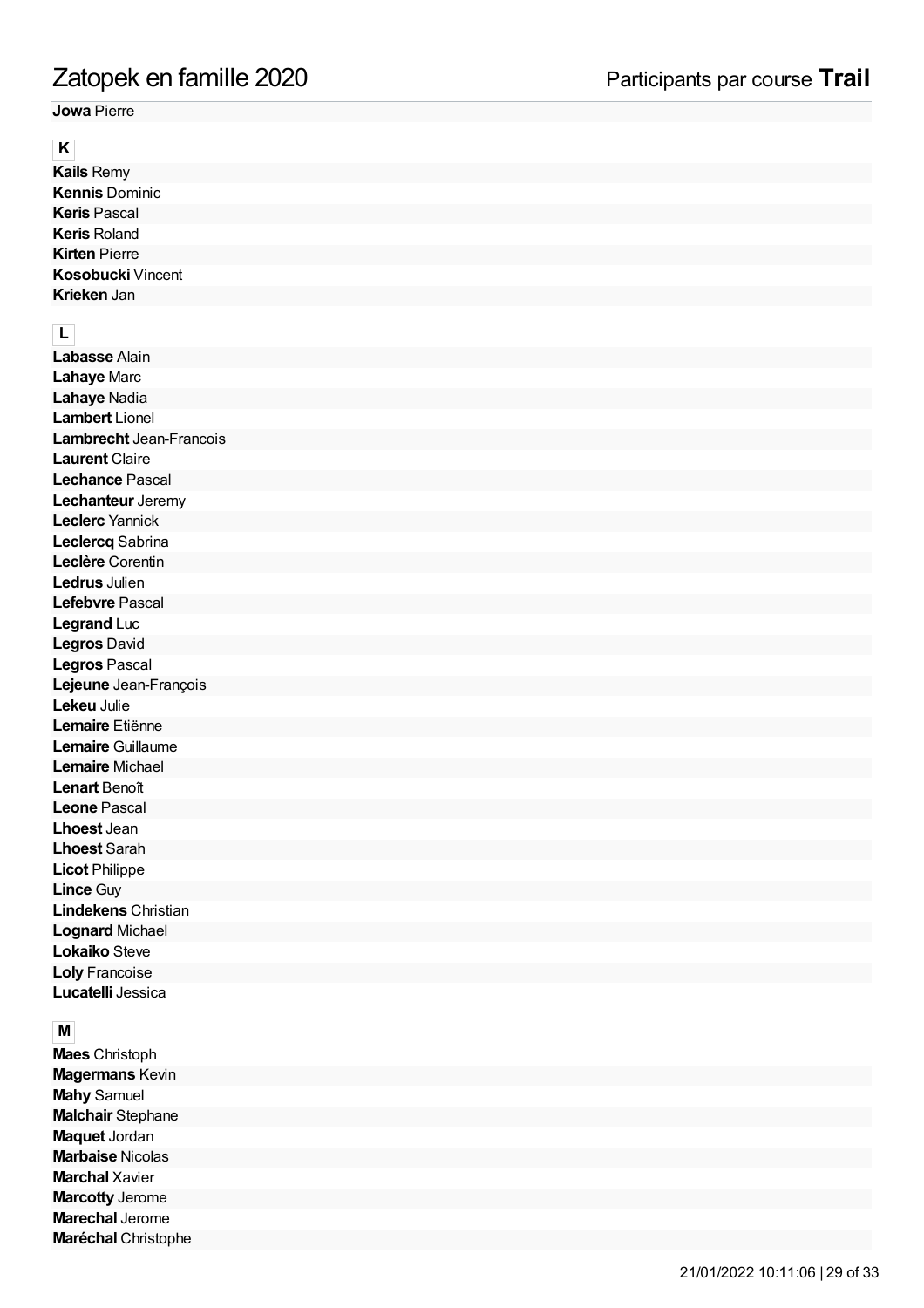**Jowa** Pierre

**K**

**Kails** Remy
**Kennis** Dominic
**Keris** Pascal
**Keris** Roland
**Kirten** Pierre
**Kosobucki** Vincent
**Krieken** Jan

**L**

**Labasse** Alain
**Lahaye** Marc
**Lahaye** Nadia
**Lambert** Lionel
**Lambrecht** Jean-Francois
**Laurent** Claire
**Lechance** Pascal
**Lechanteur** Jeremy
**Leclerc** Yannick
**Leclercq** Sabrina
**Leclère** Corentin
**Ledrus** Julien
**Lefebvre** Pascal
**Legrand** Luc
**Legros** David
**Legros** Pascal
**Lejeune** Jean-François
**Lekeu** Julie
**Lemaire** Etiënne
**Lemaire** Guillaume
**Lemaire** Michael
**Lenart** Benoît
**Leone** Pascal
**Lhoest** Jean
**Lhoest** Sarah
**Licot** Philippe
**Lince** Guy
**Lindekens** Christian
**Lognard** Michael
**Lokaiko** Steve
**Loly** Francoise
**Lucatelli** Jessica

**M**

**Maes** Christoph
**Magermans** Kevin
**Mahy** Samuel
**Malchair** Stephane
**Maquet** Jordan
**Marbaise** Nicolas
**Marchal** Xavier
**Marcotty** Jerome
**Marechal** Jerome
**Maréchal** Christophe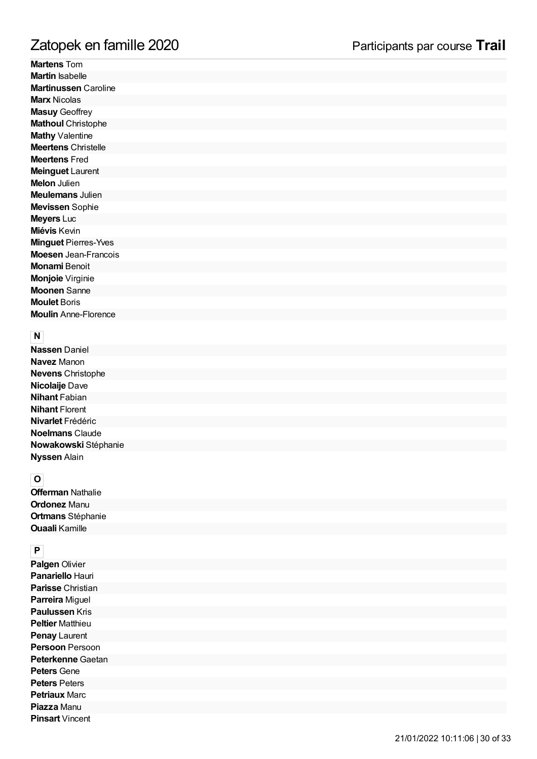**Martens** Tom
**Martin** Isabelle
**Martinussen** Caroline
**Marx** Nicolas
**Masuy** Geoffrey
**Mathoul** Christophe
**Mathy** Valentine
**Meertens** Christelle
**Meertens** Fred
**Meinguet** Laurent
**Melon** Julien
**Meulemans** Julien
**Mevissen** Sophie
**Meyers** Luc
**Miévis** Kevin
**Minguet** Pierres-Yves
**Moesen** Jean-Francois
**Monami** Benoit
**Monjoie** Virginie
**Moonen** Sanne
**Moulet** Boris
**Moulin** Anne-Florence

**N**

**Nassen** Daniel
**Navez** Manon
**Nevens** Christophe
**Nicolaije** Dave
**Nihant** Fabian
**Nihant** Florent
**Nivarlet** Frédéric
**Noelmans** Claude
**Nowakowski** Stéphanie
**Nyssen** Alain

**O**

**Offerman** Nathalie
**Ordonez** Manu
**Ortmans** Stéphanie
**Ouaali** Kamille

**P**

**Palgen** Olivier
**Panariello** Hauri
**Parisse** Christian
**Parreira** Miguel
**Paulussen** Kris
**Peltier** Matthieu
**Penay** Laurent
**Persoon** Persoon
**Peterkenne** Gaetan
**Peters** Gene
**Peters** Peters
**Petriaux** Marc
**Piazza** Manu
**Pinsart** Vincent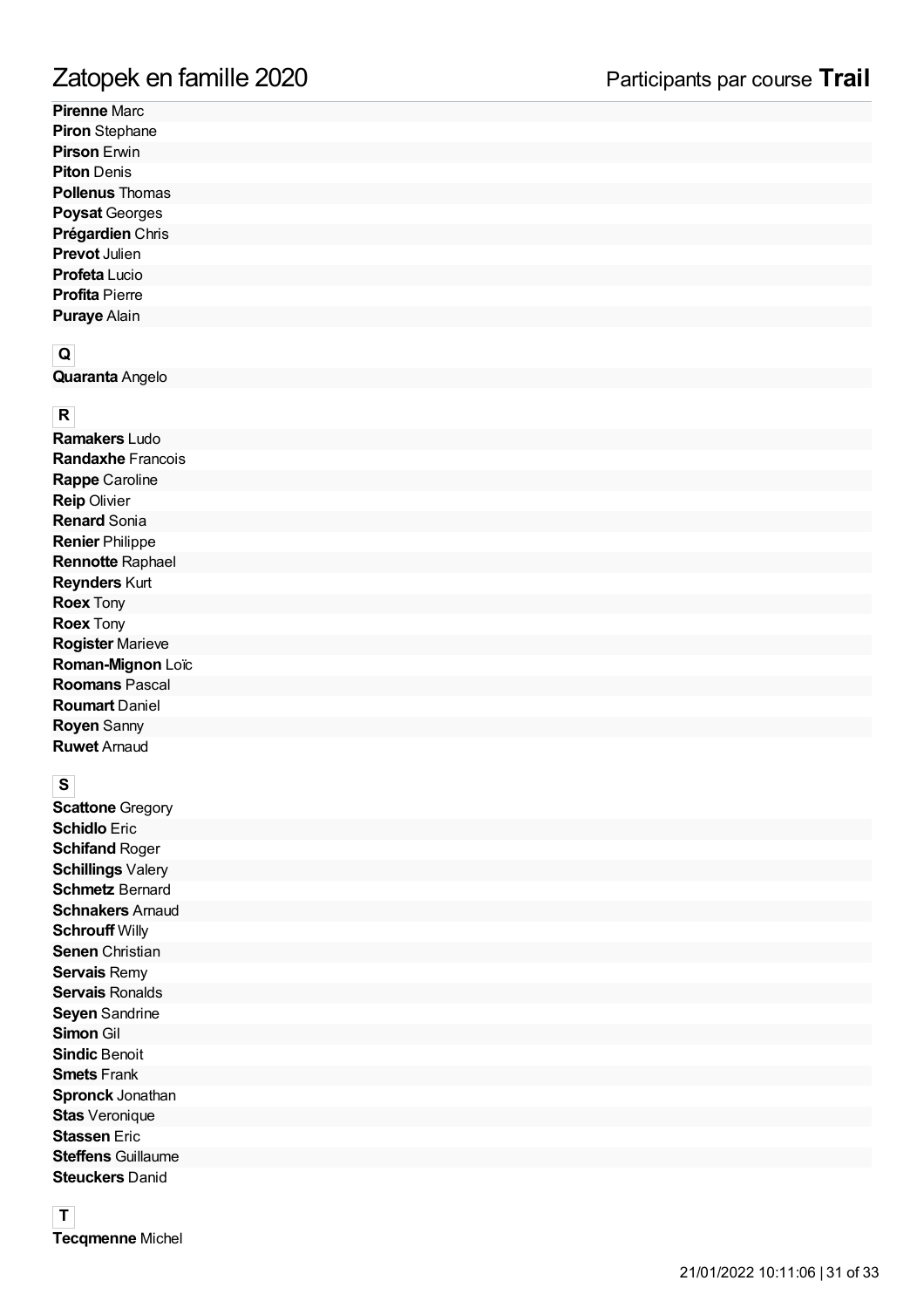**Pirenne** Marc
**Piron** Stephane
**Pirson** Erwin
**Piton** Denis
**Pollenus** Thomas
**Poysat** Georges
**Prégardien** Chris
**Prevot** Julien
**Profeta** Lucio
**Profita** Pierre
**Puraye** Alain

## Q

**Quaranta** Angelo

## R

**Ramakers** Ludo
**Randaxhe** Francois
**Rappe** Caroline
**Reip** Olivier
**Renard** Sonia
**Renier** Philippe
**Rennotte** Raphael
**Reynders** Kurt
**Roex** Tony
**Roex** Tony
**Rogister** Marieve
**Roman-Mignon** Loïc
**Roomans** Pascal
**Roumart** Daniel
**Royen** Sanny
**Ruwet** Arnaud

## S

**Scattone** Gregory
**Schidlo** Eric
**Schifand** Roger
**Schillings** Valery
**Schmetz** Bernard
**Schnakers** Arnaud
**Schrouff** Willy
**Senen** Christian
**Servais** Remy
**Servais** Ronalds
**Seyen** Sandrine
**Simon** Gil
**Sindic** Benoit
**Smets** Frank
**Spronck** Jonathan
**Stas** Veronique
**Stassen** Eric
**Steffens** Guillaume
**Steuckers** Danid

## T

**Tecqmenne** Michel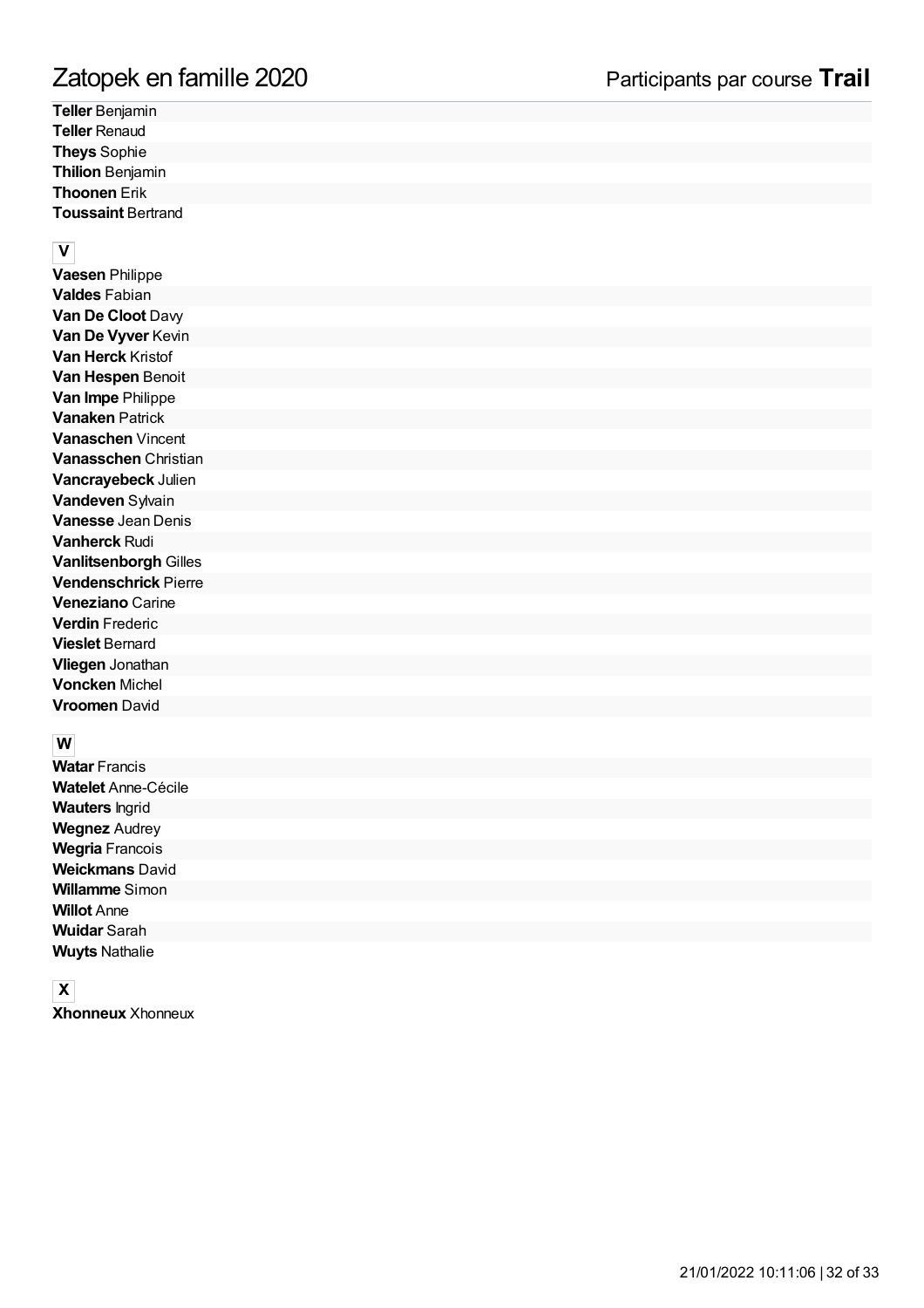**Teller** Benjamin
**Teller** Renaud
**Theys** Sophie
**Thilion** Benjamin
**Thoonen** Erik
**Toussaint** Bertrand

## V

**Vaesen** Philippe
**Valdes** Fabian
**Van De Cloot** Davy
**Van De Vyver** Kevin
**Van Herck** Kristof
**Van Hespen** Benoit
**Van Impe** Philippe
**Vanaken** Patrick
**Vanaschen** Vincent
**Vanasschen** Christian
**Vancrayebeck** Julien
**Vandeven** Sylvain
**Vanesse** Jean Denis
**Vanherck** Rudi
**Vanlitsenborgh** Gilles
**Vendenschrick** Pierre
**Veneziano** Carine
**Verdin** Frederic
**Vieslet** Bernard
**Vliegen** Jonathan
**Voncken** Michel
**Vroomen** David

## W

**Watar** Francis
**Watelet** Anne-Cécile
**Wauters** Ingrid
**Wegnez** Audrey
**Wegria** Francois
**Weickmans** David
**Willamme** Simon
**Willot** Anne
**Wuidar** Sarah
**Wuyts** Nathalie

## X

**Xhonneux** Xhonneux